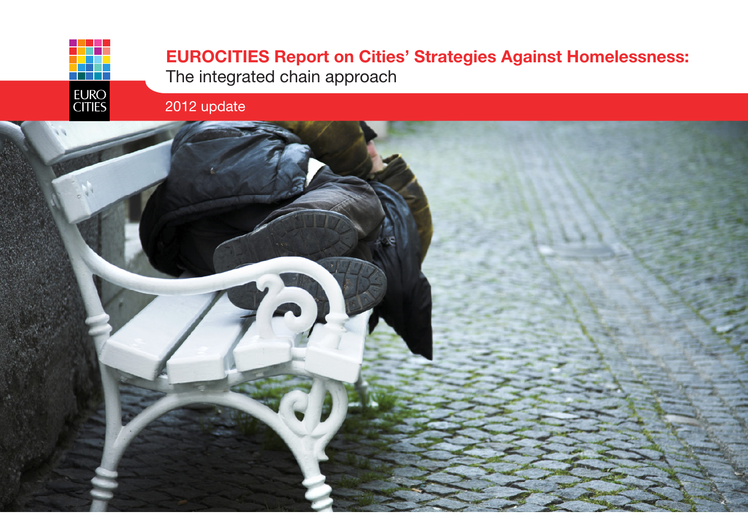EURO CITIES

# EUROCITIES Report on Cities' Strategies Against Homelessness:

The integrated chain approach

2012 update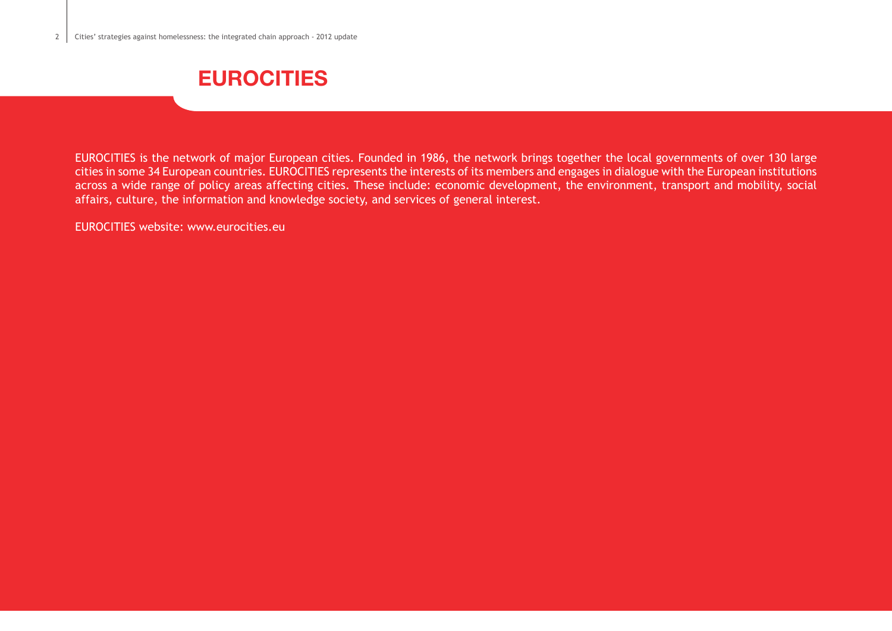# EUROCITIES

EUROCITIES is the network of major European cities. Founded in 1986, the network brings together the local governments of over 130 large cities in some 34 European countries. EUROCITIES represents the interests of its members and engages in dialogue with the European institutions across a wide range of policy areas affecting cities. These include: economic development, the environment, transport and mobility, social affairs, culture, the information and knowledge society, and services of general interest.

EUROCITIES website: www.eurocities.eu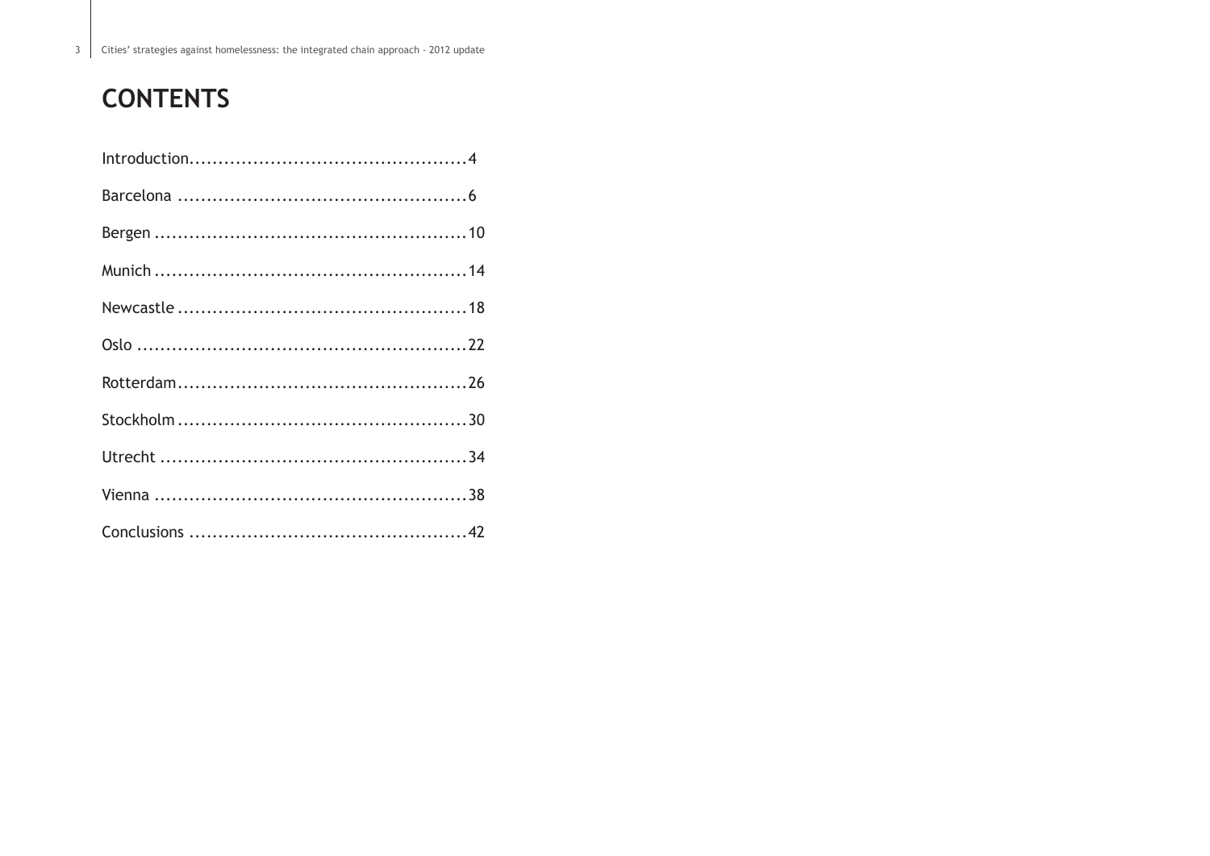# CONTENTS

Introduction................................................4

Barcelona .................................................6

Bergen ......................................................10

Munich ......................................................14

Newcastle ..................................................18

Oslo .........................................................22

Rotterdam..................................................26

Stockholm ..................................................30

Utrecht .....................................................34

Vienna ......................................................38

Conclusions ................................................42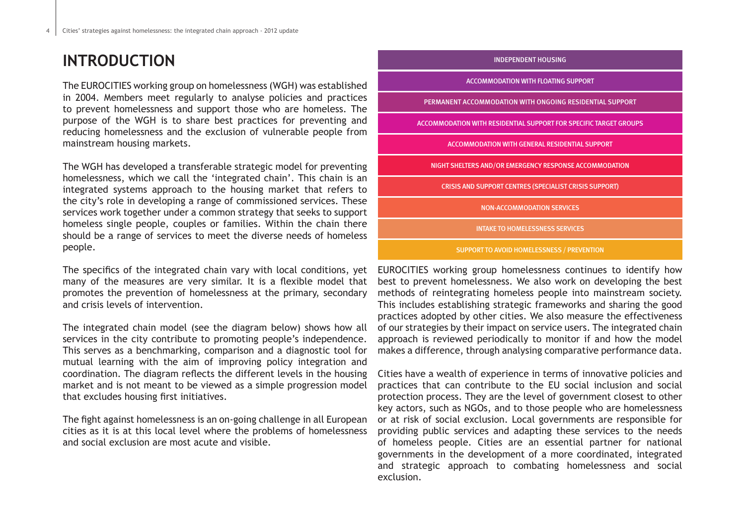# INTRODUCTION

The EUROCITIES working group on homelessness (WGH) was established in 2004. Members meet regularly to analyse policies and practices to prevent homelessness and support those who are homeless. The purpose of the WGH is to share best practices for preventing and reducing homelessness and the exclusion of vulnerable people from mainstream housing markets.

The WGH has developed a transferable strategic model for preventing homelessness, which we call the 'integrated chain'. This chain is an integrated systems approach to the housing market that refers to the city's role in developing a range of commissioned services. These services work together under a common strategy that seeks to support homeless single people, couples or families. Within the chain there should be a range of services to meet the diverse needs of homeless people.

The specifics of the integrated chain vary with local conditions, yet many of the measures are very similar. It is a flexible model that promotes the prevention of homelessness at the primary, secondary and crisis levels of intervention.

The integrated chain model (see the diagram below) shows how all services in the city contribute to promoting people's independence. This serves as a benchmarking, comparison and a diagnostic tool for mutual learning with the aim of improving policy integration and coordination. The diagram reflects the different levels in the housing market and is not meant to be viewed as a simple progression model that excludes housing first initiatives.

The fight against homelessness is an on-going challenge in all European cities as it is at this local level where the problems of homelessness and social exclusion are most acute and visible.

INDEPENDENT HOUSING

ACCOMMODATION WITH FLOATING SUPPORT

PERMANENT ACCOMMODATION WITH ONGOING RESIDENTIAL SUPPORT

ACCOMMODATION WITH RESIDENTIAL SUPPORT FOR SPECIFIC TARGET GROUPS

ACCOMMODATION WITH GENERAL RESIDENTIAL SUPPORT

NIGHT SHELTERS AND/OR EMERGENCY RESPONSE ACCOMMODATION

CRISIS AND SUPPORT CENTRES (SPECIALIST CRISIS SUPPORT)

NON-ACCOMMODATION SERVICES

INTAKE TO HOMELESSNESS SERVICES

SUPPORT TO AVOID HOMELESSNESS / PREVENTION

EUROCITIES working group homelessness continues to identify how best to prevent homelessness. We also work on developing the best methods of reintegrating homeless people into mainstream society. This includes establishing strategic frameworks and sharing the good practices adopted by other cities. We also measure the effectiveness of our strategies by their impact on service users. The integrated chain approach is reviewed periodically to monitor if and how the model makes a difference, through analysing comparative performance data.

Cities have a wealth of experience in terms of innovative policies and practices that can contribute to the EU social inclusion and social protection process. They are the level of government closest to other key actors, such as NGOs, and to those people who are homelessness or at risk of social exclusion. Local governments are responsible for providing public services and adapting these services to the needs of homeless people. Cities are an essential partner for national governments in the development of a more coordinated, integrated and strategic approach to combating homelessness and social exclusion.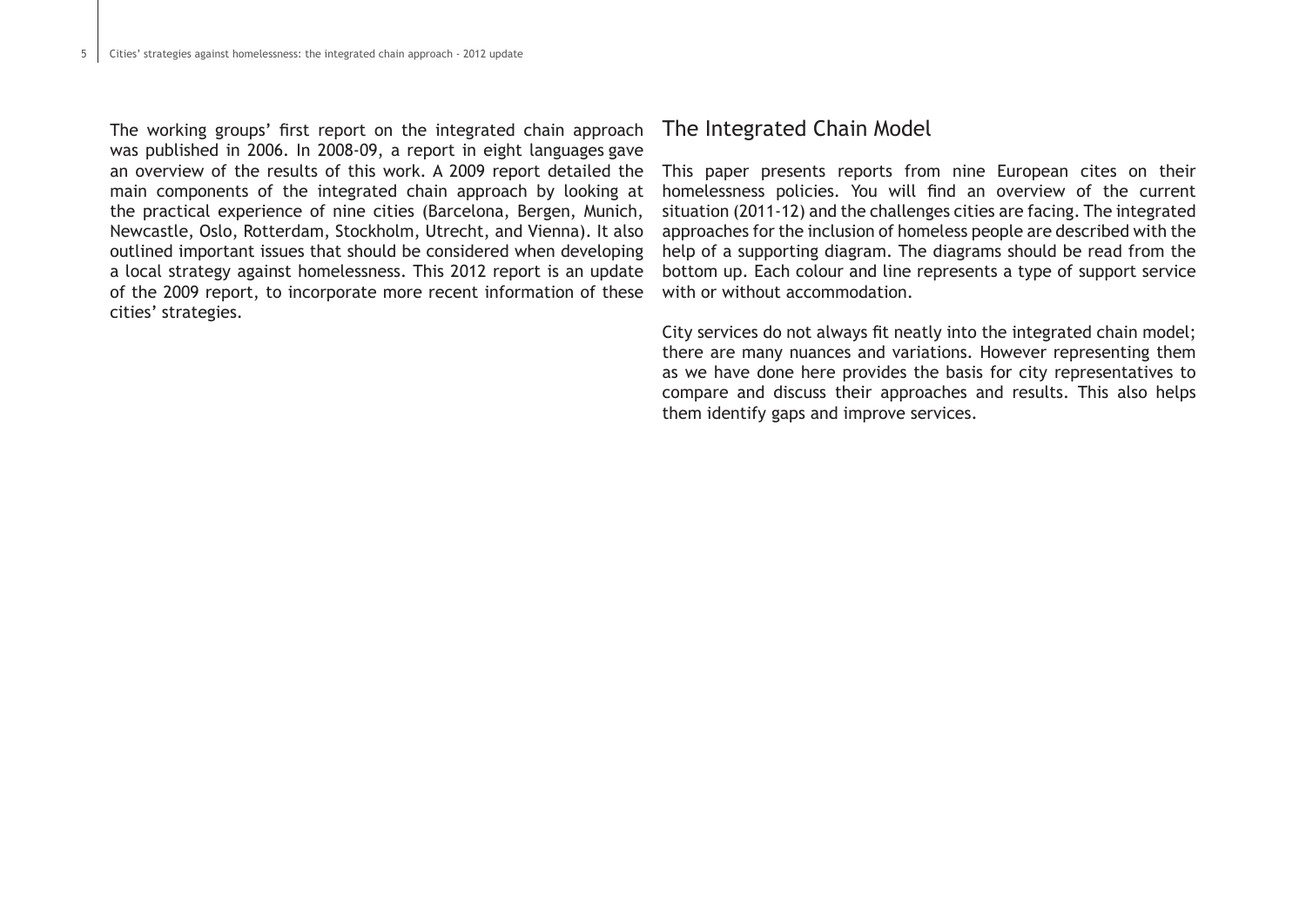The working groups' first report on the integrated chain approach was published in 2006. In 2008-09, a report in eight languages gave an overview of the results of this work. A 2009 report detailed the main components of the integrated chain approach by looking at the practical experience of nine cities (Barcelona, Bergen, Munich, Newcastle, Oslo, Rotterdam, Stockholm, Utrecht, and Vienna). It also outlined important issues that should be considered when developing a local strategy against homelessness. This 2012 report is an update of the 2009 report, to incorporate more recent information of these cities' strategies.

## The Integrated Chain Model

This paper presents reports from nine European cites on their homelessness policies. You will find an overview of the current situation (2011-12) and the challenges cities are facing. The integrated approaches for the inclusion of homeless people are described with the help of a supporting diagram. The diagrams should be read from the bottom up. Each colour and line represents a type of support service with or without accommodation.

City services do not always fit neatly into the integrated chain model; there are many nuances and variations. However representing them as we have done here provides the basis for city representatives to compare and discuss their approaches and results. This also helps them identify gaps and improve services.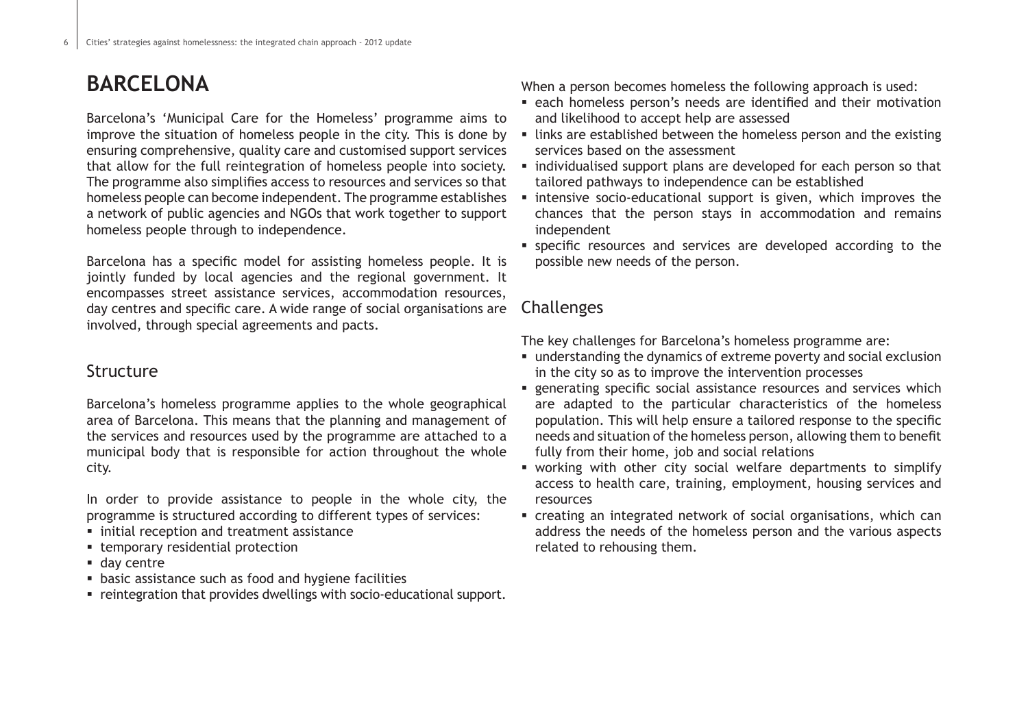# BARCELONA

Barcelona's 'Municipal Care for the Homeless' programme aims to improve the situation of homeless people in the city. This is done by ensuring comprehensive, quality care and customised support services that allow for the full reintegration of homeless people into society. The programme also simplifies access to resources and services so that homeless people can become independent. The programme establishes a network of public agencies and NGOs that work together to support homeless people through to independence.

Barcelona has a specific model for assisting homeless people. It is jointly funded by local agencies and the regional government. It encompasses street assistance services, accommodation resources, day centres and specific care. A wide range of social organisations are involved, through special agreements and pacts.

## Structure

Barcelona's homeless programme applies to the whole geographical area of Barcelona. This means that the planning and management of the services and resources used by the programme are attached to a municipal body that is responsible for action throughout the whole city.

In order to provide assistance to people in the whole city, the programme is structured according to different types of services:

- initial reception and treatment assistance
- temporary residential protection
- day centre
- basic assistance such as food and hygiene facilities
- reintegration that provides dwellings with socio-educational support.

When a person becomes homeless the following approach is used:

- each homeless person's needs are identified and their motivation and likelihood to accept help are assessed
- links are established between the homeless person and the existing services based on the assessment
- individualised support plans are developed for each person so that tailored pathways to independence can be established
- intensive socio-educational support is given, which improves the chances that the person stays in accommodation and remains independent
- specific resources and services are developed according to the possible new needs of the person.

## Challenges

The key challenges for Barcelona's homeless programme are:

- understanding the dynamics of extreme poverty and social exclusion in the city so as to improve the intervention processes
- generating specific social assistance resources and services which are adapted to the particular characteristics of the homeless population. This will help ensure a tailored response to the specific needs and situation of the homeless person, allowing them to benefit fully from their home, job and social relations
- working with other city social welfare departments to simplify access to health care, training, employment, housing services and resources
- creating an integrated network of social organisations, which can address the needs of the homeless person and the various aspects related to rehousing them.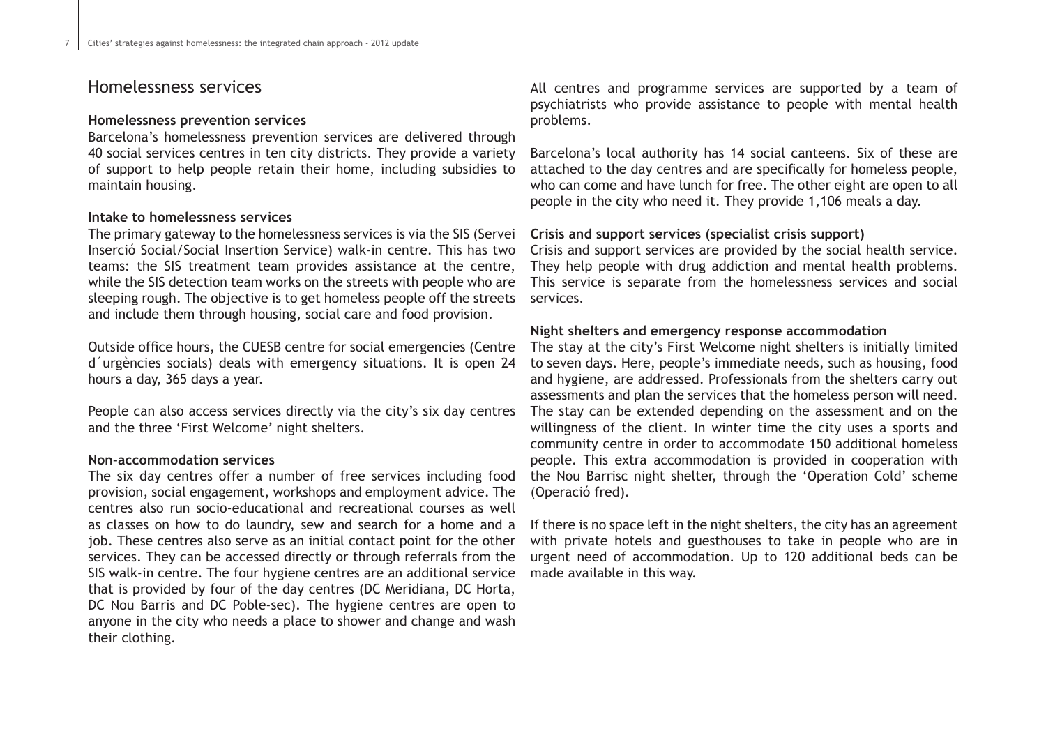## Homelessness services

**Homelessness prevention services**

Barcelona's homelessness prevention services are delivered through 40 social services centres in ten city districts. They provide a variety of support to help people retain their home, including subsidies to maintain housing.

**Intake to homelessness services**

The primary gateway to the homelessness services is via the SIS (Servei Inserció Social/Social Insertion Service) walk-in centre. This has two teams: the SIS treatment team provides assistance at the centre, while the SIS detection team works on the streets with people who are sleeping rough. The objective is to get homeless people off the streets and include them through housing, social care and food provision.

Outside office hours, the CUESB centre for social emergencies (Centre d´urgències socials) deals with emergency situations. It is open 24 hours a day, 365 days a year.

People can also access services directly via the city's six day centres and the three 'First Welcome' night shelters.

**Non-accommodation services**

The six day centres offer a number of free services including food provision, social engagement, workshops and employment advice. The centres also run socio-educational and recreational courses as well as classes on how to do laundry, sew and search for a home and a job. These centres also serve as an initial contact point for the other services. They can be accessed directly or through referrals from the SIS walk-in centre. The four hygiene centres are an additional service that is provided by four of the day centres (DC Meridiana, DC Horta, DC Nou Barris and DC Poble-sec). The hygiene centres are open to anyone in the city who needs a place to shower and change and wash their clothing.

All centres and programme services are supported by a team of psychiatrists who provide assistance to people with mental health problems.

Barcelona's local authority has 14 social canteens. Six of these are attached to the day centres and are specifically for homeless people, who can come and have lunch for free. The other eight are open to all people in the city who need it. They provide 1,106 meals a day.

**Crisis and support services (specialist crisis support)**

Crisis and support services are provided by the social health service. They help people with drug addiction and mental health problems. This service is separate from the homelessness services and social services.

**Night shelters and emergency response accommodation**

The stay at the city's First Welcome night shelters is initially limited to seven days. Here, people's immediate needs, such as housing, food and hygiene, are addressed. Professionals from the shelters carry out assessments and plan the services that the homeless person will need. The stay can be extended depending on the assessment and on the willingness of the client. In winter time the city uses a sports and community centre in order to accommodate 150 additional homeless people. This extra accommodation is provided in cooperation with the Nou Barrisc night shelter, through the 'Operation Cold' scheme (Operació fred).

If there is no space left in the night shelters, the city has an agreement with private hotels and guesthouses to take in people who are in urgent need of accommodation. Up to 120 additional beds can be made available in this way.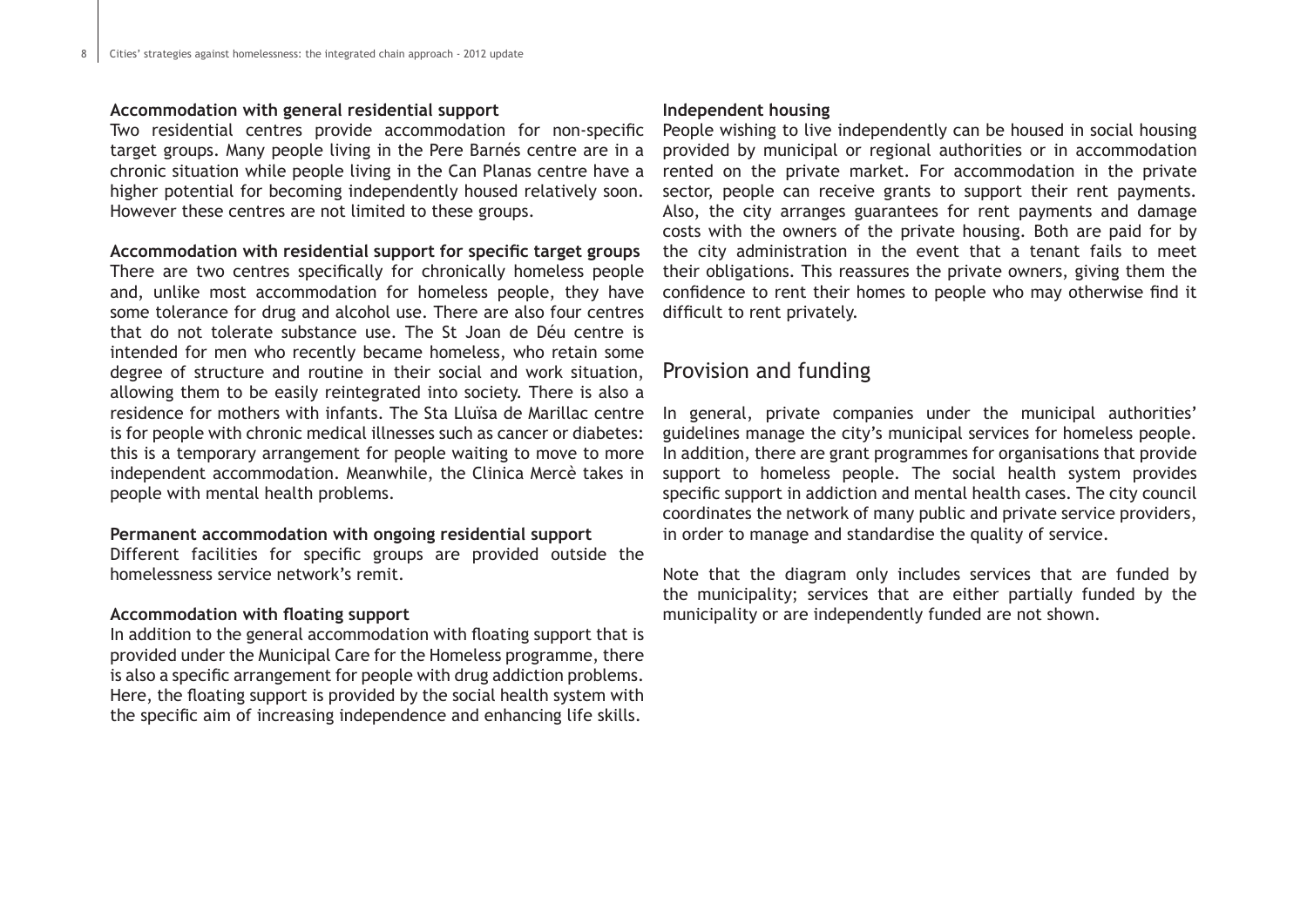**Accommodation with general residential support**

Two residential centres provide accommodation for non-specific target groups. Many people living in the Pere Barnés centre are in a chronic situation while people living in the Can Planas centre have a higher potential for becoming independently housed relatively soon. However these centres are not limited to these groups.

**Accommodation with residential support for specific target groups**

There are two centres specifically for chronically homeless people and, unlike most accommodation for homeless people, they have some tolerance for drug and alcohol use. There are also four centres that do not tolerate substance use. The St Joan de Déu centre is intended for men who recently became homeless, who retain some degree of structure and routine in their social and work situation, allowing them to be easily reintegrated into society. There is also a residence for mothers with infants. The Sta Lluïsa de Marillac centre is for people with chronic medical illnesses such as cancer or diabetes: this is a temporary arrangement for people waiting to move to more independent accommodation. Meanwhile, the Clinica Mercè takes in people with mental health problems.

**Permanent accommodation with ongoing residential support**

Different facilities for specific groups are provided outside the homelessness service network's remit.

**Accommodation with floating support**

In addition to the general accommodation with floating support that is provided under the Municipal Care for the Homeless programme, there is also a specific arrangement for people with drug addiction problems. Here, the floating support is provided by the social health system with the specific aim of increasing independence and enhancing life skills.

**Independent housing**

People wishing to live independently can be housed in social housing provided by municipal or regional authorities or in accommodation rented on the private market. For accommodation in the private sector, people can receive grants to support their rent payments. Also, the city arranges guarantees for rent payments and damage costs with the owners of the private housing. Both are paid for by the city administration in the event that a tenant fails to meet their obligations. This reassures the private owners, giving them the confidence to rent their homes to people who may otherwise find it difficult to rent privately.

## Provision and funding

In general, private companies under the municipal authorities' guidelines manage the city's municipal services for homeless people. In addition, there are grant programmes for organisations that provide support to homeless people. The social health system provides specific support in addiction and mental health cases. The city council coordinates the network of many public and private service providers, in order to manage and standardise the quality of service.

Note that the diagram only includes services that are funded by the municipality; services that are either partially funded by the municipality or are independently funded are not shown.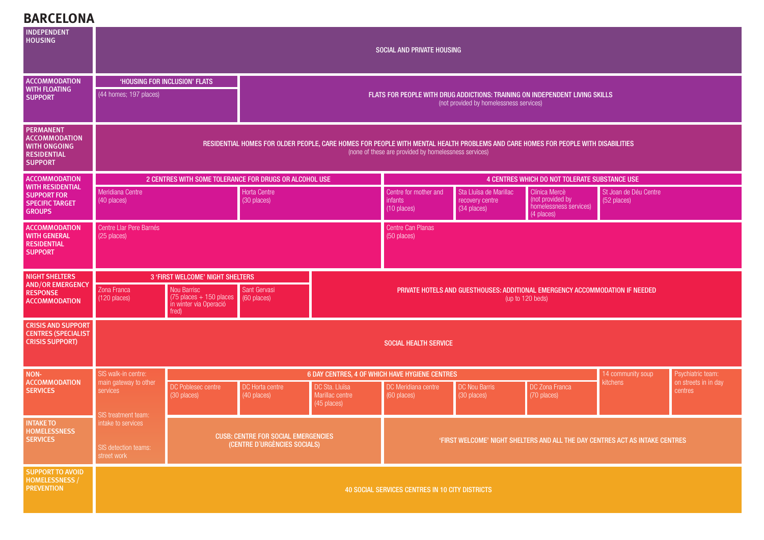# BARCELONA

**INDEPENDENT HOUSING**

SOCIAL AND PRIVATE HOUSING

**ACCOMMODATION WITH FLOATING SUPPORT**

'HOUSING FOR INCLUSION' FLATS
(44 homes; 197 places)

FLATS FOR PEOPLE WITH DRUG ADDICTIONS: TRAINING ON INDEPENDENT LIVING SKILLS
(not provided by homelessness services)

**PERMANENT ACCOMMODATION WITH ONGOING RESIDENTIAL SUPPORT**

RESIDENTIAL HOMES FOR OLDER PEOPLE, CARE HOMES FOR PEOPLE WITH MENTAL HEALTH PROBLEMS AND CARE HOMES FOR PEOPLE WITH DISABILITIES
(none of these are provided by homelessness services)

**ACCOMMODATION WITH RESIDENTIAL SUPPORT FOR SPECIFIC TARGET GROUPS**

2 CENTRES WITH SOME TOLERANCE FOR DRUGS OR ALCOHOL USE

- Meridiana Centre (40 places)
- Horta Centre (30 places)

4 CENTRES WHICH DO NOT TOLERATE SUBSTANCE USE

- Centre for mother and infants (10 places)
- Sta Lluisa de Marillac recovery centre (34 places)
- Clínica Mercè (not provided by homelessness services) (4 places)
- St Joan de Déu Centre (52 places)

**ACCOMMODATION WITH GENERAL RESIDENTIAL SUPPORT**

- Centre Llar Pere Barnés (25 places)
- Centre Can Planas (50 places)

**NIGHT SHELTERS AND/OR EMERGENCY RESPONSE ACCOMMODATION**

3 'FIRST WELCOME' NIGHT SHELTERS

- Zona Franca (120 places)
- Nou Barrisc (75 places + 150 places in winter via Operació fred)
- Sant Gervasi (60 places)

PRIVATE HOTELS AND GUESTHOUSES: ADDITIONAL EMERGENCY ACCOMMODATION IF NEEDED
(up to 120 beds)

**CRISIS AND SUPPORT CENTRES (SPECIALIST CRISIS SUPPORT)**

SOCIAL HEALTH SERVICE

**NON-ACCOMMODATION SERVICES**

SIS walk-in centre: main gateway to other services

6 DAY CENTRES, 4 OF WHICH HAVE HYGIENE CENTRES

- DC Poblesec centre (30 places)
- DC Horta centre (40 places)
- DC Sta. Lluisa Marillac centre (45 places)
- DC Meridiana centre (60 places)
- DC Nou Barris (30 places)
- DC Zona Franca (70 places)

14 community soup kitchens

Psychiatric team: on streets in in day centres

**INTAKE TO HOMELESSNESS SERVICES**

SIS treatment team: intake to services

SIS detection teams: street work

CUSB: CENTRE FOR SOCIAL EMERGENCIES (CENTRE D'URGÈNCIES SOCIALS)

'FIRST WELCOME' NIGHT SHELTERS AND ALL THE DAY CENTRES ACT AS INTAKE CENTRES

**SUPPORT TO AVOID HOMELESSNESS / PREVENTION**

40 SOCIAL SERVICES CENTRES IN 10 CITY DISTRICTS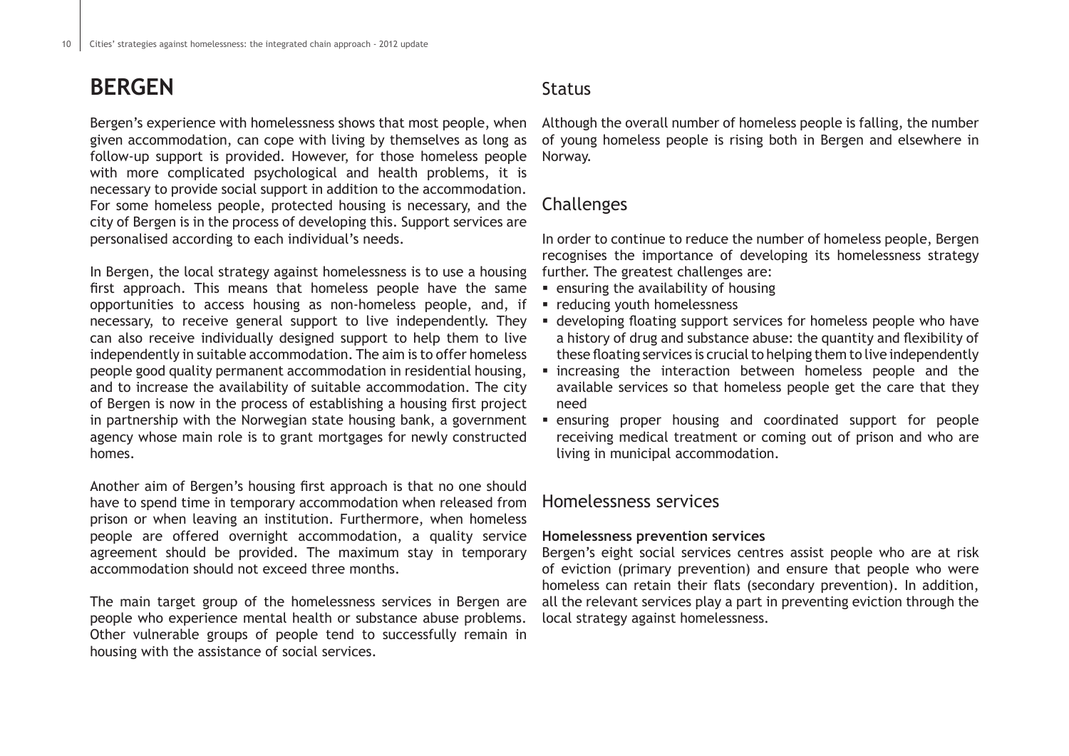# BERGEN

Bergen's experience with homelessness shows that most people, when given accommodation, can cope with living by themselves as long as follow-up support is provided. However, for those homeless people with more complicated psychological and health problems, it is necessary to provide social support in addition to the accommodation. For some homeless people, protected housing is necessary, and the city of Bergen is in the process of developing this. Support services are personalised according to each individual's needs.

In Bergen, the local strategy against homelessness is to use a housing first approach. This means that homeless people have the same opportunities to access housing as non-homeless people, and, if necessary, to receive general support to live independently. They can also receive individually designed support to help them to live independently in suitable accommodation. The aim is to offer homeless people good quality permanent accommodation in residential housing, and to increase the availability of suitable accommodation. The city of Bergen is now in the process of establishing a housing first project in partnership with the Norwegian state housing bank, a government agency whose main role is to grant mortgages for newly constructed homes.

Another aim of Bergen's housing first approach is that no one should have to spend time in temporary accommodation when released from prison or when leaving an institution. Furthermore, when homeless people are offered overnight accommodation, a quality service agreement should be provided. The maximum stay in temporary accommodation should not exceed three months.

The main target group of the homelessness services in Bergen are people who experience mental health or substance abuse problems. Other vulnerable groups of people tend to successfully remain in housing with the assistance of social services.

## Status

Although the overall number of homeless people is falling, the number of young homeless people is rising both in Bergen and elsewhere in Norway.

## Challenges

In order to continue to reduce the number of homeless people, Bergen recognises the importance of developing its homelessness strategy further. The greatest challenges are:

- ensuring the availability of housing
- reducing youth homelessness
- developing floating support services for homeless people who have a history of drug and substance abuse: the quantity and flexibility of these floating services is crucial to helping them to live independently
- increasing the interaction between homeless people and the available services so that homeless people get the care that they need
- ensuring proper housing and coordinated support for people receiving medical treatment or coming out of prison and who are living in municipal accommodation.

## Homelessness services

**Homelessness prevention services**

Bergen's eight social services centres assist people who are at risk of eviction (primary prevention) and ensure that people who were homeless can retain their flats (secondary prevention). In addition, all the relevant services play a part in preventing eviction through the local strategy against homelessness.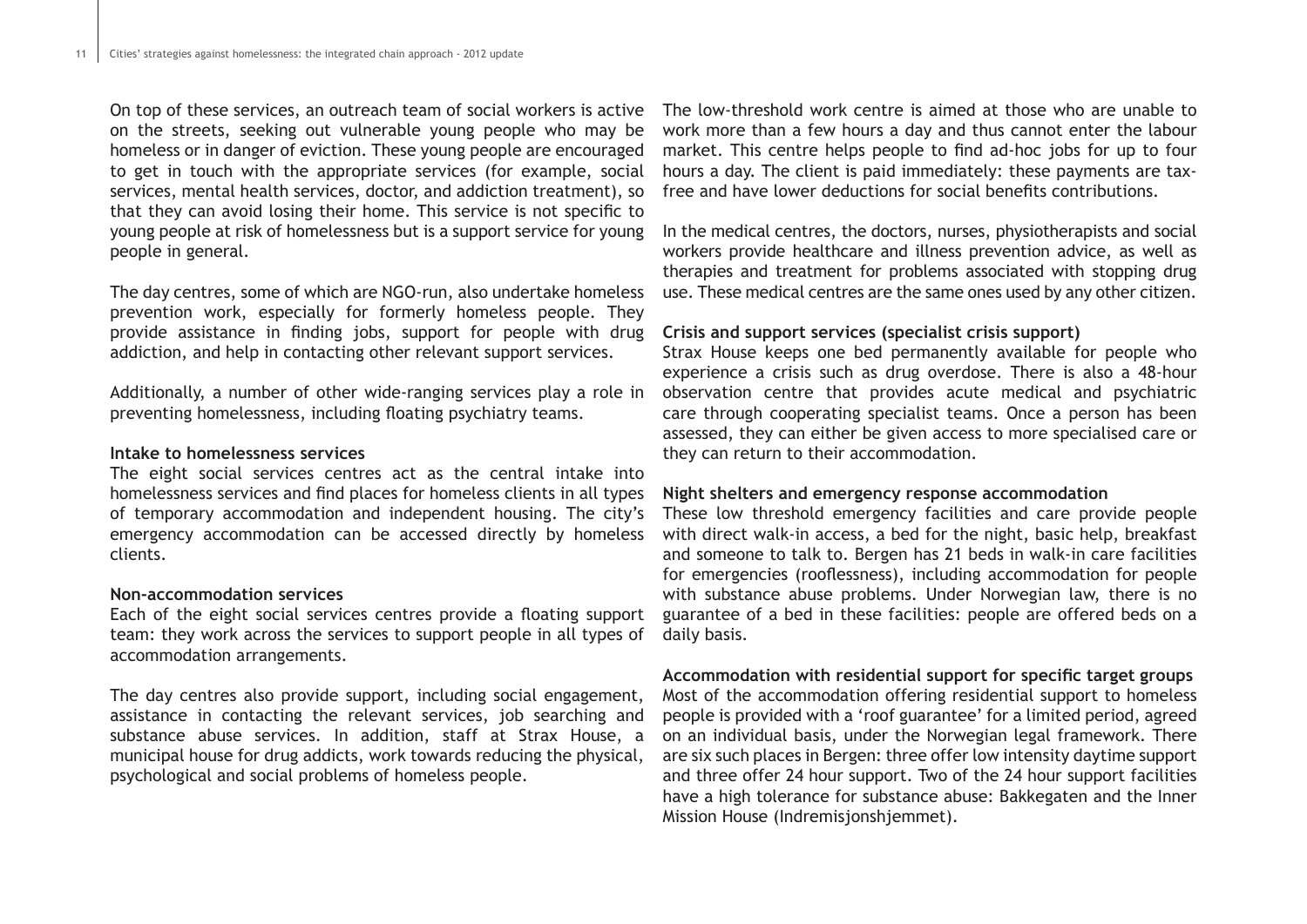On top of these services, an outreach team of social workers is active on the streets, seeking out vulnerable young people who may be homeless or in danger of eviction. These young people are encouraged to get in touch with the appropriate services (for example, social services, mental health services, doctor, and addiction treatment), so that they can avoid losing their home. This service is not specific to young people at risk of homelessness but is a support service for young people in general.

The day centres, some of which are NGO-run, also undertake homeless prevention work, especially for formerly homeless people. They provide assistance in finding jobs, support for people with drug addiction, and help in contacting other relevant support services.

Additionally, a number of other wide-ranging services play a role in preventing homelessness, including floating psychiatry teams.

**Intake to homelessness services**

The eight social services centres act as the central intake into homelessness services and find places for homeless clients in all types of temporary accommodation and independent housing. The city's emergency accommodation can be accessed directly by homeless clients.

**Non-accommodation services**

Each of the eight social services centres provide a floating support team: they work across the services to support people in all types of accommodation arrangements.

The day centres also provide support, including social engagement, assistance in contacting the relevant services, job searching and substance abuse services. In addition, staff at Strax House, a municipal house for drug addicts, work towards reducing the physical, psychological and social problems of homeless people.

The low-threshold work centre is aimed at those who are unable to work more than a few hours a day and thus cannot enter the labour market. This centre helps people to find ad-hoc jobs for up to four hours a day. The client is paid immediately: these payments are tax-free and have lower deductions for social benefits contributions.

In the medical centres, the doctors, nurses, physiotherapists and social workers provide healthcare and illness prevention advice, as well as therapies and treatment for problems associated with stopping drug use. These medical centres are the same ones used by any other citizen.

**Crisis and support services (specialist crisis support)**

Strax House keeps one bed permanently available for people who experience a crisis such as drug overdose. There is also a 48-hour observation centre that provides acute medical and psychiatric care through cooperating specialist teams. Once a person has been assessed, they can either be given access to more specialised care or they can return to their accommodation.

**Night shelters and emergency response accommodation**

These low threshold emergency facilities and care provide people with direct walk-in access, a bed for the night, basic help, breakfast and someone to talk to. Bergen has 21 beds in walk-in care facilities for emergencies (rooflessness), including accommodation for people with substance abuse problems. Under Norwegian law, there is no guarantee of a bed in these facilities: people are offered beds on a daily basis.

**Accommodation with residential support for specific target groups**

Most of the accommodation offering residential support to homeless people is provided with a 'roof guarantee' for a limited period, agreed on an individual basis, under the Norwegian legal framework. There are six such places in Bergen: three offer low intensity daytime support and three offer 24 hour support. Two of the 24 hour support facilities have a high tolerance for substance abuse: Bakkegaten and the Inner Mission House (Indremisjonshjemmet).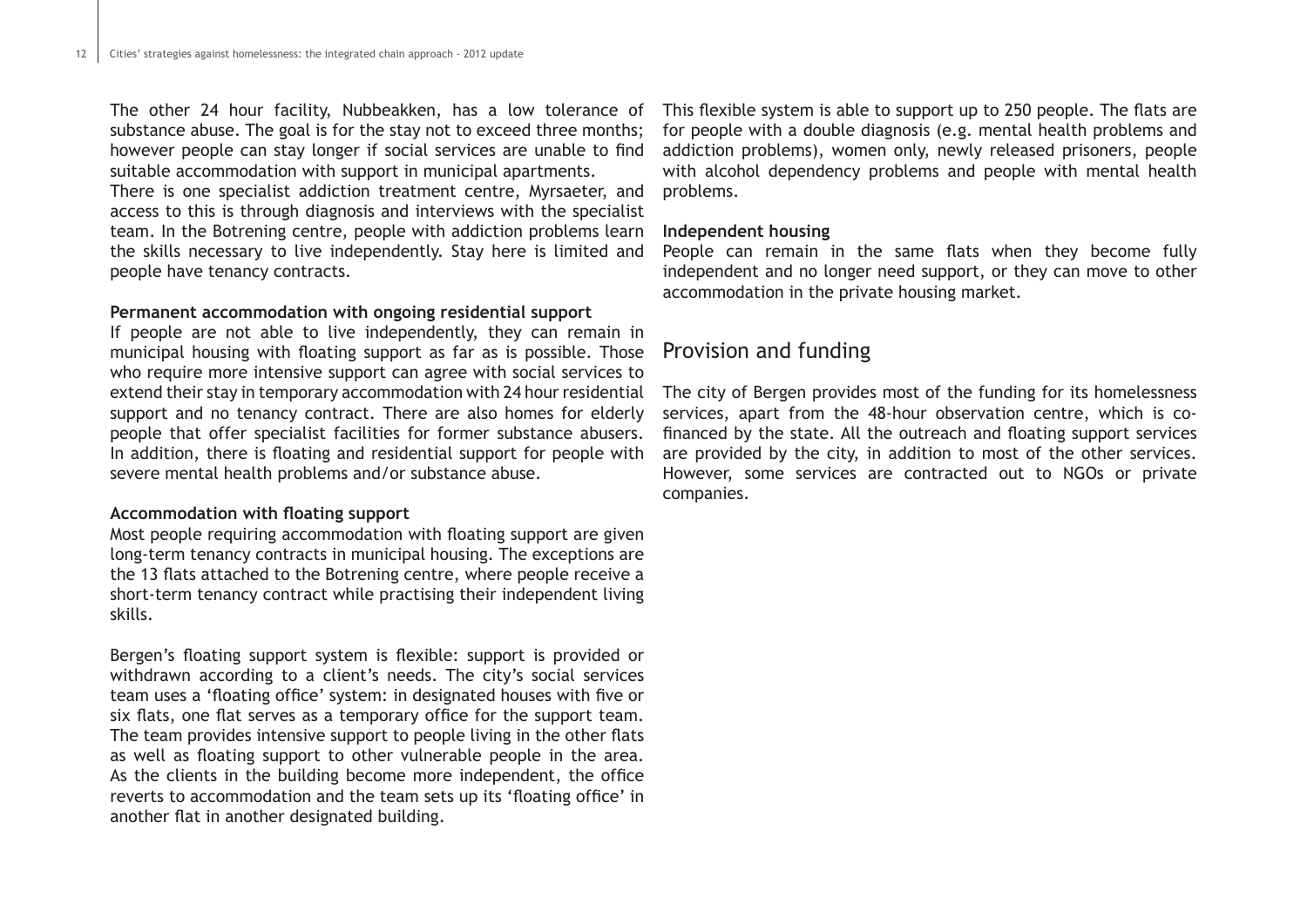The other 24 hour facility, Nubbeakken, has a low tolerance of substance abuse. The goal is for the stay not to exceed three months; however people can stay longer if social services are unable to find suitable accommodation with support in municipal apartments.
There is one specialist addiction treatment centre, Myrsaeter, and access to this is through diagnosis and interviews with the specialist team. In the Botrening centre, people with addiction problems learn the skills necessary to live independently. Stay here is limited and people have tenancy contracts.

**Permanent accommodation with ongoing residential support**
If people are not able to live independently, they can remain in municipal housing with floating support as far as is possible. Those who require more intensive support can agree with social services to extend their stay in temporary accommodation with 24 hour residential support and no tenancy contract. There are also homes for elderly people that offer specialist facilities for former substance abusers. In addition, there is floating and residential support for people with severe mental health problems and/or substance abuse.

**Accommodation with floating support**
Most people requiring accommodation with floating support are given long-term tenancy contracts in municipal housing. The exceptions are the 13 flats attached to the Botrening centre, where people receive a short-term tenancy contract while practising their independent living skills.

Bergen's floating support system is flexible: support is provided or withdrawn according to a client's needs. The city's social services team uses a 'floating office' system: in designated houses with five or six flats, one flat serves as a temporary office for the support team. The team provides intensive support to people living in the other flats as well as floating support to other vulnerable people in the area. As the clients in the building become more independent, the office reverts to accommodation and the team sets up its 'floating office' in another flat in another designated building.

This flexible system is able to support up to 250 people. The flats are for people with a double diagnosis (e.g. mental health problems and addiction problems), women only, newly released prisoners, people with alcohol dependency problems and people with mental health problems.

**Independent housing**
People can remain in the same flats when they become fully independent and no longer need support, or they can move to other accommodation in the private housing market.

## Provision and funding

The city of Bergen provides most of the funding for its homelessness services, apart from the 48-hour observation centre, which is co-financed by the state. All the outreach and floating support services are provided by the city, in addition to most of the other services. However, some services are contracted out to NGOs or private companies.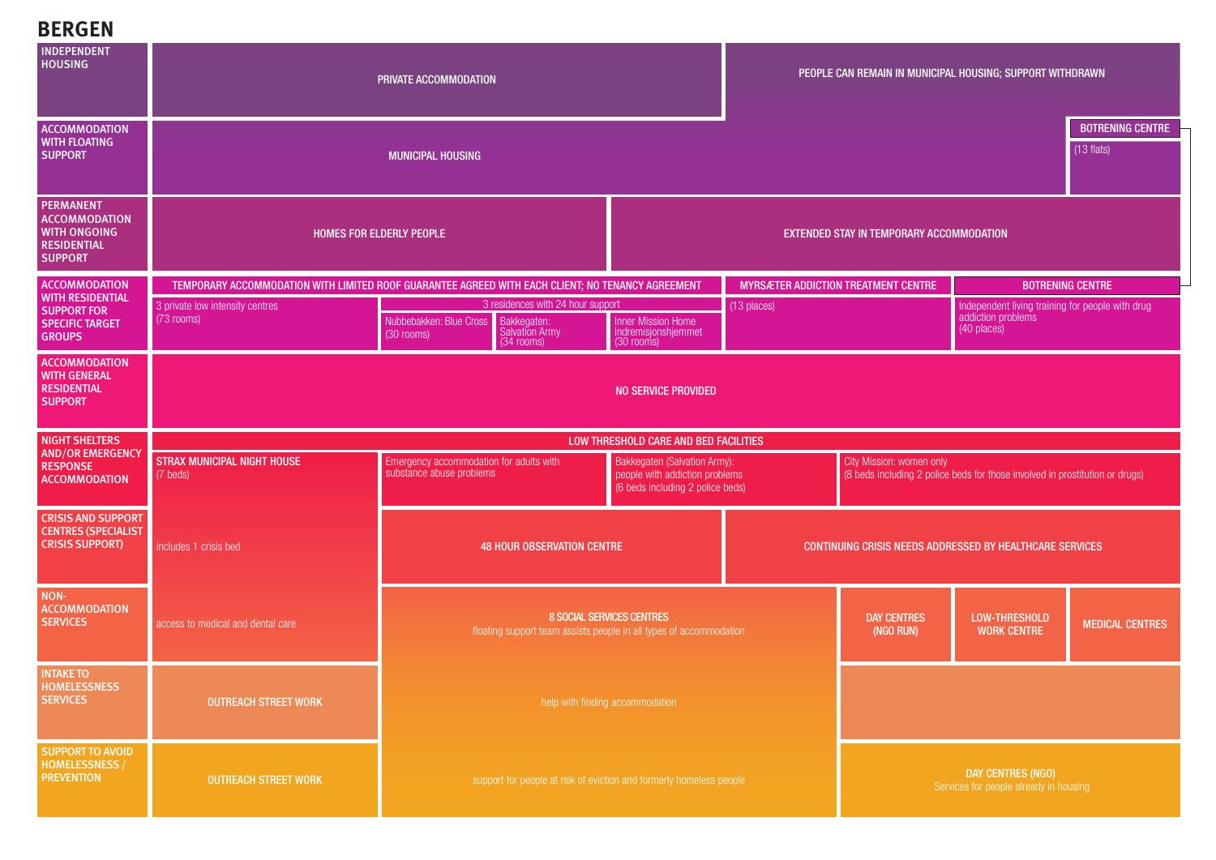# BERGEN

**INDEPENDENT HOUSING**

PRIVATE ACCOMMODATION

PEOPLE CAN REMAIN IN MUNICIPAL HOUSING; SUPPORT WITHDRAWN

**ACCOMMODATION WITH FLOATING SUPPORT**

MUNICIPAL HOUSING

BOTRENING CENTRE
(13 flats)

**PERMANENT ACCOMMODATION WITH ONGOING RESIDENTIAL SUPPORT**

HOMES FOR ELDERLY PEOPLE

EXTENDED STAY IN TEMPORARY ACCOMMODATION

**ACCOMMODATION WITH RESIDENTIAL SUPPORT FOR SPECIFIC TARGET GROUPS**

TEMPORARY ACCOMMODATION WITH LIMITED ROOF GUARANTEE AGREED WITH EACH CLIENT; NO TENANCY AGREEMENT

3 private low intensity centres
(73 rooms)

3 residences with 24 hour support

Nubbebakken: Blue Cross
(30 rooms)

Bakkegaten: Salvation Army
(34 rooms)

Inner Mission Home Indremisjonshjemmet
(30 rooms)

MYRSÆTER ADDICTION TREATMENT CENTRE
(13 places)

BOTRENING CENTRE
Independent living training for people with drug addiction problems
(40 places)

**ACCOMMODATION WITH GENERAL RESIDENTIAL SUPPORT**

NO SERVICE PROVIDED

**NIGHT SHELTERS AND/OR EMERGENCY RESPONSE ACCOMMODATION**

LOW THRESHOLD CARE AND BED FACILITIES

STRAX MUNICIPAL NIGHT HOUSE
(7 beds)

Emergency accommodation for adults with substance abuse problems

Bakkegaten (Salvation Army): people with addiction problems
(6 beds including 2 police beds)

City Mission: women only
(8 beds including 2 police beds for those involved in prostitution or drugs)

**CRISIS AND SUPPORT CENTRES (SPECIALIST CRISIS SUPPORT)**

includes 1 crisis bed

48 HOUR OBSERVATION CENTRE

CONTINUING CRISIS NEEDS ADDRESSED BY HEALTHCARE SERVICES

**NON-ACCOMMODATION SERVICES**

access to medical and dental care

8 SOCIAL SERVICES CENTRES
floating support team assists people in all types of accommodation

DAY CENTRES (NGO RUN)

LOW-THRESHOLD WORK CENTRE

MEDICAL CENTRES

**INTAKE TO HOMELESSNESS SERVICES**

OUTREACH STREET WORK

help with finding accommodation

**SUPPORT TO AVOID HOMELESSNESS / PREVENTION**

OUTREACH STREET WORK

support for people at risk of eviction and formerly homeless people

DAY CENTRES (NGO)
Services for people already in housing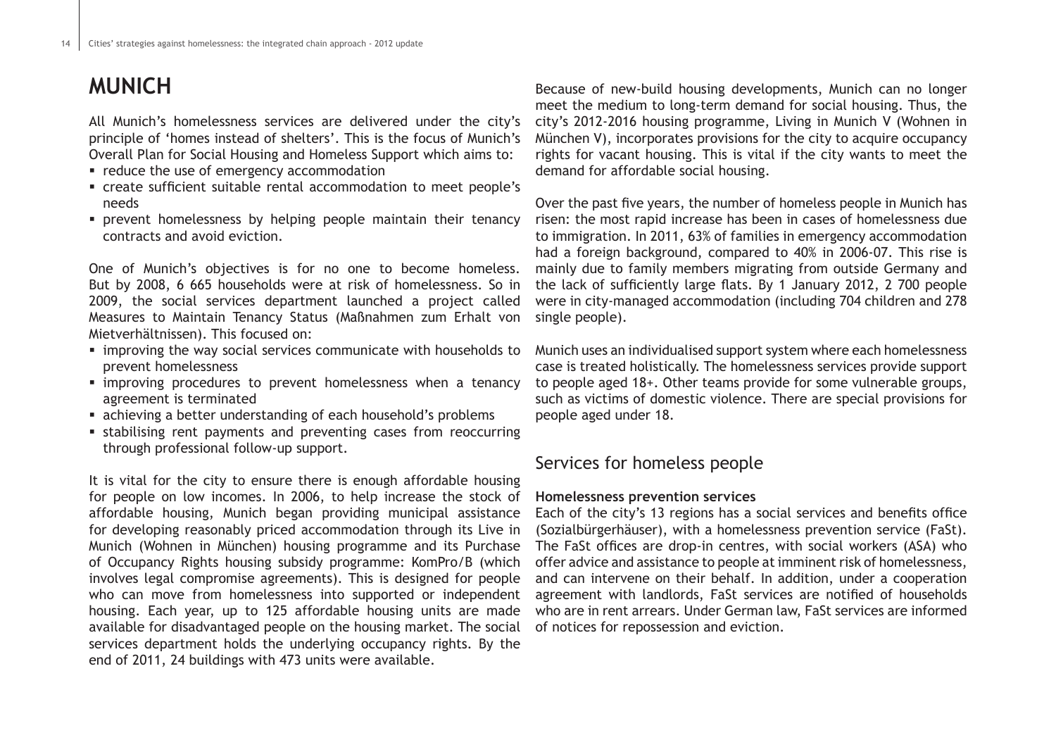# MUNICH

All Munich's homelessness services are delivered under the city's principle of 'homes instead of shelters'. This is the focus of Munich's Overall Plan for Social Housing and Homeless Support which aims to:

- reduce the use of emergency accommodation
- create sufficient suitable rental accommodation to meet people's needs
- prevent homelessness by helping people maintain their tenancy contracts and avoid eviction.

One of Munich's objectives is for no one to become homeless. But by 2008, 6 665 households were at risk of homelessness. So in 2009, the social services department launched a project called Measures to Maintain Tenancy Status (Maßnahmen zum Erhalt von Mietverhältnissen). This focused on:

- improving the way social services communicate with households to prevent homelessness
- improving procedures to prevent homelessness when a tenancy agreement is terminated
- achieving a better understanding of each household's problems
- stabilising rent payments and preventing cases from reoccurring through professional follow-up support.

It is vital for the city to ensure there is enough affordable housing for people on low incomes. In 2006, to help increase the stock of affordable housing, Munich began providing municipal assistance for developing reasonably priced accommodation through its Live in Munich (Wohnen in München) housing programme and its Purchase of Occupancy Rights housing subsidy programme: KomPro/B (which involves legal compromise agreements). This is designed for people who can move from homelessness into supported or independent housing. Each year, up to 125 affordable housing units are made available for disadvantaged people on the housing market. The social services department holds the underlying occupancy rights. By the end of 2011, 24 buildings with 473 units were available.

Because of new-build housing developments, Munich can no longer meet the medium to long-term demand for social housing. Thus, the city's 2012-2016 housing programme, Living in Munich V (Wohnen in München V), incorporates provisions for the city to acquire occupancy rights for vacant housing. This is vital if the city wants to meet the demand for affordable social housing.

Over the past five years, the number of homeless people in Munich has risen: the most rapid increase has been in cases of homelessness due to immigration. In 2011, 63% of families in emergency accommodation had a foreign background, compared to 40% in 2006-07. This rise is mainly due to family members migrating from outside Germany and the lack of sufficiently large flats. By 1 January 2012, 2 700 people were in city-managed accommodation (including 704 children and 278 single people).

Munich uses an individualised support system where each homelessness case is treated holistically. The homelessness services provide support to people aged 18+. Other teams provide for some vulnerable groups, such as victims of domestic violence. There are special provisions for people aged under 18.

## Services for homeless people

**Homelessness prevention services**

Each of the city's 13 regions has a social services and benefits office (Sozialbürgerhäuser), with a homelessness prevention service (FaSt). The FaSt offices are drop-in centres, with social workers (ASA) who offer advice and assistance to people at imminent risk of homelessness, and can intervene on their behalf. In addition, under a cooperation agreement with landlords, FaSt services are notified of households who are in rent arrears. Under German law, FaSt services are informed of notices for repossession and eviction.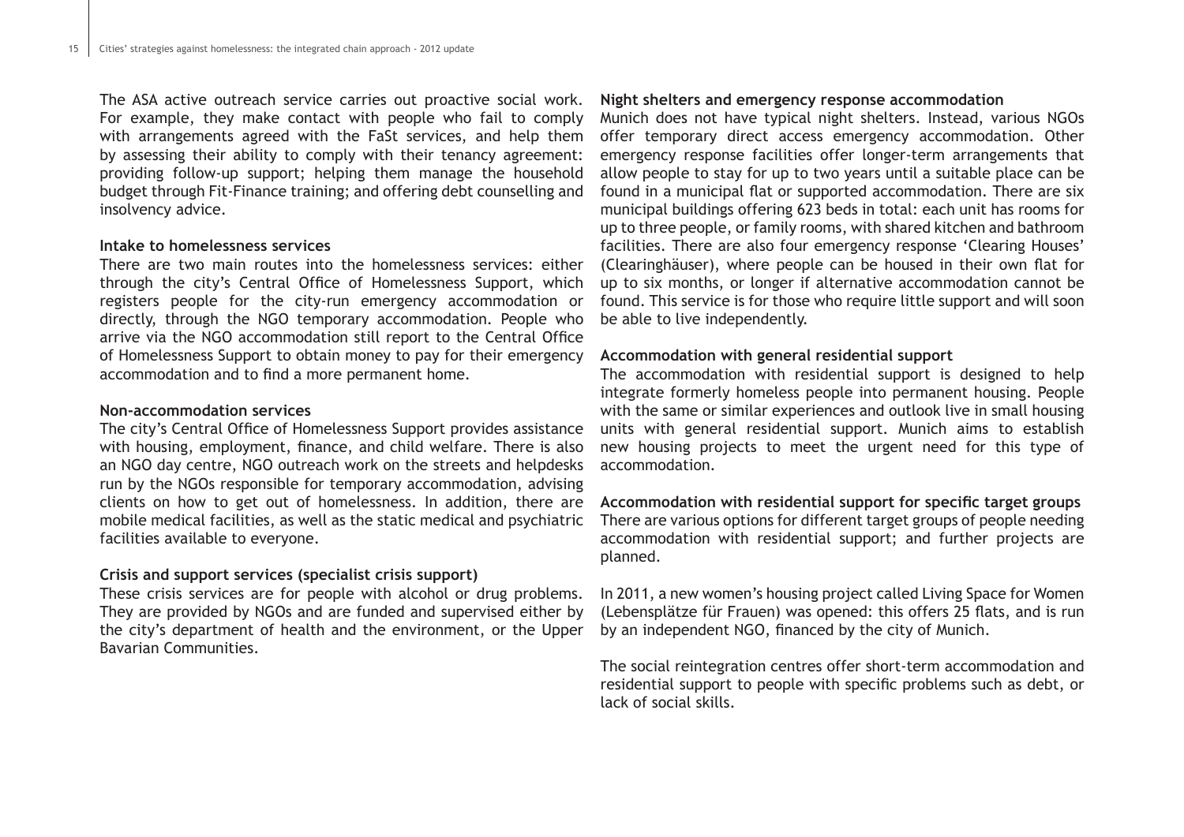The ASA active outreach service carries out proactive social work. For example, they make contact with people who fail to comply with arrangements agreed with the FaSt services, and help them by assessing their ability to comply with their tenancy agreement: providing follow-up support; helping them manage the household budget through Fit-Finance training; and offering debt counselling and insolvency advice.

**Intake to homelessness services**

There are two main routes into the homelessness services: either through the city's Central Office of Homelessness Support, which registers people for the city-run emergency accommodation or directly, through the NGO temporary accommodation. People who arrive via the NGO accommodation still report to the Central Office of Homelessness Support to obtain money to pay for their emergency accommodation and to find a more permanent home.

**Non-accommodation services**

The city's Central Office of Homelessness Support provides assistance with housing, employment, finance, and child welfare. There is also an NGO day centre, NGO outreach work on the streets and helpdesks run by the NGOs responsible for temporary accommodation, advising clients on how to get out of homelessness. In addition, there are mobile medical facilities, as well as the static medical and psychiatric facilities available to everyone.

**Crisis and support services (specialist crisis support)**

These crisis services are for people with alcohol or drug problems. They are provided by NGOs and are funded and supervised either by the city's department of health and the environment, or the Upper Bavarian Communities.

**Night shelters and emergency response accommodation**

Munich does not have typical night shelters. Instead, various NGOs offer temporary direct access emergency accommodation. Other emergency response facilities offer longer-term arrangements that allow people to stay for up to two years until a suitable place can be found in a municipal flat or supported accommodation. There are six municipal buildings offering 623 beds in total: each unit has rooms for up to three people, or family rooms, with shared kitchen and bathroom facilities. There are also four emergency response 'Clearing Houses' (Clearinghäuser), where people can be housed in their own flat for up to six months, or longer if alternative accommodation cannot be found. This service is for those who require little support and will soon be able to live independently.

**Accommodation with general residential support**

The accommodation with residential support is designed to help integrate formerly homeless people into permanent housing. People with the same or similar experiences and outlook live in small housing units with general residential support. Munich aims to establish new housing projects to meet the urgent need for this type of accommodation.

**Accommodation with residential support for specific target groups**

There are various options for different target groups of people needing accommodation with residential support; and further projects are planned.

In 2011, a new women's housing project called Living Space for Women (Lebensplätze für Frauen) was opened: this offers 25 flats, and is run by an independent NGO, financed by the city of Munich.

The social reintegration centres offer short-term accommodation and residential support to people with specific problems such as debt, or lack of social skills.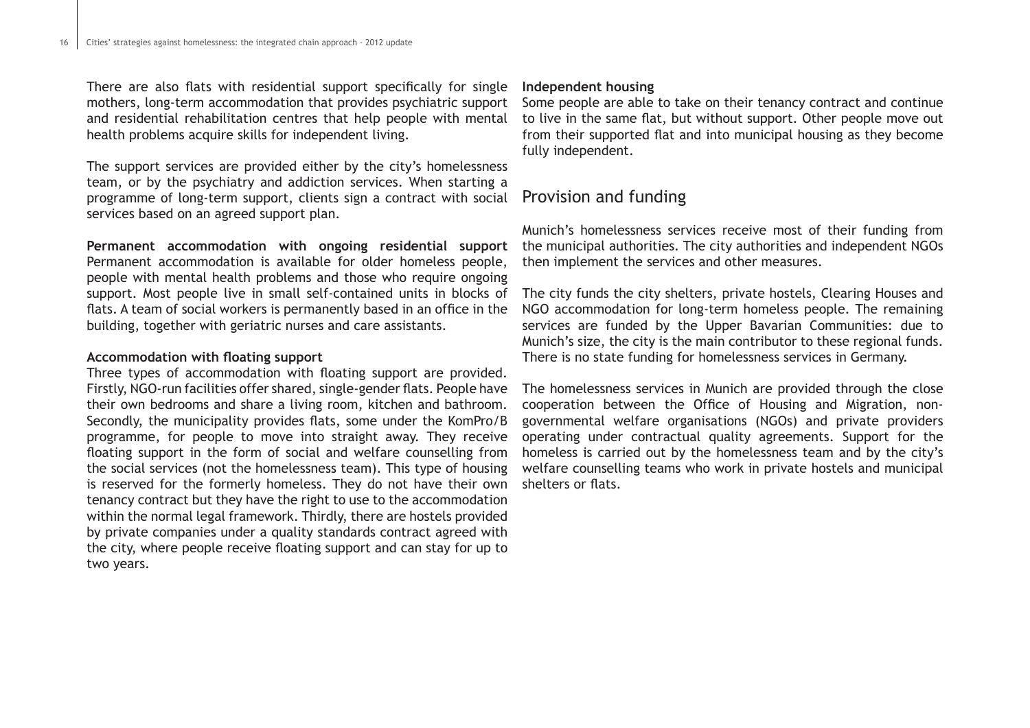There are also flats with residential support specifically for single mothers, long-term accommodation that provides psychiatric support and residential rehabilitation centres that help people with mental health problems acquire skills for independent living.

The support services are provided either by the city's homelessness team, or by the psychiatry and addiction services. When starting a programme of long-term support, clients sign a contract with social services based on an agreed support plan.

**Permanent accommodation with ongoing residential support**
Permanent accommodation is available for older homeless people, people with mental health problems and those who require ongoing support. Most people live in small self-contained units in blocks of flats. A team of social workers is permanently based in an office in the building, together with geriatric nurses and care assistants.

**Accommodation with floating support**
Three types of accommodation with floating support are provided. Firstly, NGO-run facilities offer shared, single-gender flats. People have their own bedrooms and share a living room, kitchen and bathroom. Secondly, the municipality provides flats, some under the KomPro/B programme, for people to move into straight away. They receive floating support in the form of social and welfare counselling from the social services (not the homelessness team). This type of housing is reserved for the formerly homeless. They do not have their own tenancy contract but they have the right to use to the accommodation within the normal legal framework. Thirdly, there are hostels provided by private companies under a quality standards contract agreed with the city, where people receive floating support and can stay for up to two years.

**Independent housing**
Some people are able to take on their tenancy contract and continue to live in the same flat, but without support. Other people move out from their supported flat and into municipal housing as they become fully independent.

## Provision and funding

Munich's homelessness services receive most of their funding from the municipal authorities. The city authorities and independent NGOs then implement the services and other measures.

The city funds the city shelters, private hostels, Clearing Houses and NGO accommodation for long-term homeless people. The remaining services are funded by the Upper Bavarian Communities: due to Munich's size, the city is the main contributor to these regional funds. There is no state funding for homelessness services in Germany.

The homelessness services in Munich are provided through the close cooperation between the Office of Housing and Migration, non-governmental welfare organisations (NGOs) and private providers operating under contractual quality agreements. Support for the homeless is carried out by the homelessness team and by the city's welfare counselling teams who work in private hostels and municipal shelters or flats.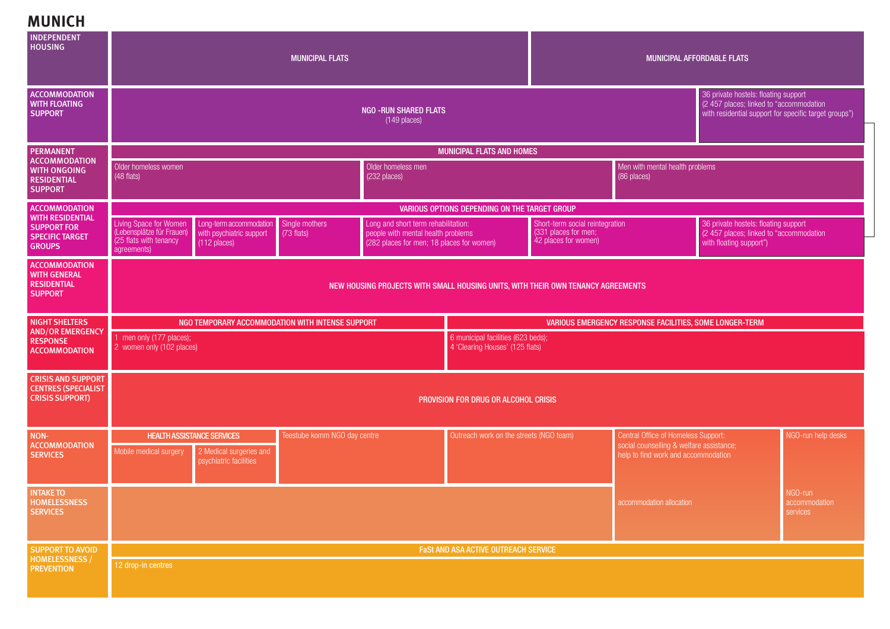# MUNICH

**INDEPENDENT HOUSING**

- MUNICIPAL FLATS
- MUNICIPAL AFFORDABLE FLATS

**ACCOMMODATION WITH FLOATING SUPPORT**

- NGO -RUN SHARED FLATS (149 places)
- 36 private hostels: floating support (2 457 places; linked to "accommodation with residential support for specific target groups")

**PERMANENT ACCOMMODATION WITH ONGOING RESIDENTIAL SUPPORT**

MUNICIPAL FLATS AND HOMES

- Older homeless women (48 flats)
- Older homeless men (232 places)
- Men with mental health problems (86 places)

**ACCOMMODATION WITH RESIDENTIAL SUPPORT FOR SPECIFIC TARGET GROUPS**

VARIOUS OPTIONS DEPENDING ON THE TARGET GROUP

- Living Space for Women (Lebensplätze für Frauen) (25 flats with tenancy agreements)
- Long-term accommodation with psychiatric support (112 places)
- Single mothers (73 flats)
- Long and short term rehabilitation: people with mental health problems (282 places for men; 18 places for women)
- Short-term social reintegration (331 places for men; 42 places for women)
- 36 private hostels: floating support (2 457 places; linked to "accommodation with floating support")

**ACCOMMODATION WITH GENERAL RESIDENTIAL SUPPORT**

- NEW HOUSING PROJECTS WITH SMALL HOUSING UNITS, WITH THEIR OWN TENANCY AGREEMENTS

**NIGHT SHELTERS AND/OR EMERGENCY RESPONSE ACCOMMODATION**

- NGO TEMPORARY ACCOMMODATION WITH INTENSE SUPPORT
  - 1 men only (177 places);
  - 2 women only (102 places)
- VARIOUS EMERGENCY RESPONSE FACILITIES, SOME LONGER-TERM
  - 6 municipal facilities (623 beds);
  - 4 'Clearing Houses' (125 flats)

**CRISIS AND SUPPORT CENTRES (SPECIALIST CRISIS SUPPORT)**

- PROVISION FOR DRUG OR ALCOHOL CRISIS

**NON-ACCOMMODATION SERVICES**

- HEALTH ASSISTANCE SERVICES
  - Mobile medical surgery
  - 2 Medical surgeries and psychiatric facilities
- Teestube komm NGO day centre
- Outreach work on the streets (NGO team)
- Central Office of Homeless Support: social counselling & welfare assistance; help to find work and accommodation
- NGO-run help desks

**INTAKE TO HOMELESSNESS SERVICES**

- accommodation allocation
- NGO-run accommodation services

**SUPPORT TO AVOID HOMELESSNESS / PREVENTION**

- FaSt AND ASA ACTIVE OUTREACH SERVICE
- 12 drop-in centres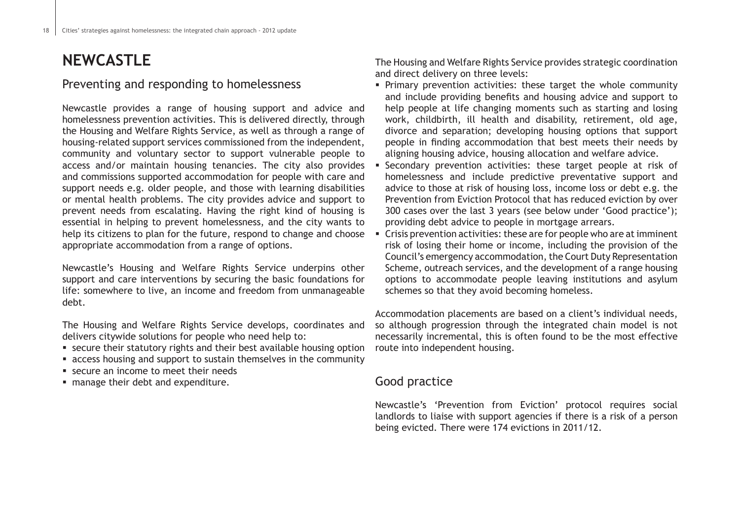# NEWCASTLE

## Preventing and responding to homelessness

Newcastle provides a range of housing support and advice and homelessness prevention activities. This is delivered directly, through the Housing and Welfare Rights Service, as well as through a range of housing-related support services commissioned from the independent, community and voluntary sector to support vulnerable people to access and/or maintain housing tenancies. The city also provides and commissions supported accommodation for people with care and support needs e.g. older people, and those with learning disabilities or mental health problems. The city provides advice and support to prevent needs from escalating. Having the right kind of housing is essential in helping to prevent homelessness, and the city wants to help its citizens to plan for the future, respond to change and choose appropriate accommodation from a range of options.

Newcastle's Housing and Welfare Rights Service underpins other support and care interventions by securing the basic foundations for life: somewhere to live, an income and freedom from unmanageable debt.

The Housing and Welfare Rights Service develops, coordinates and delivers citywide solutions for people who need help to:

- secure their statutory rights and their best available housing option
- access housing and support to sustain themselves in the community
- secure an income to meet their needs
- manage their debt and expenditure.

The Housing and Welfare Rights Service provides strategic coordination and direct delivery on three levels:

- Primary prevention activities: these target the whole community and include providing benefits and housing advice and support to help people at life changing moments such as starting and losing work, childbirth, ill health and disability, retirement, old age, divorce and separation; developing housing options that support people in finding accommodation that best meets their needs by aligning housing advice, housing allocation and welfare advice.
- Secondary prevention activities: these target people at risk of homelessness and include predictive preventative support and advice to those at risk of housing loss, income loss or debt e.g. the Prevention from Eviction Protocol that has reduced eviction by over 300 cases over the last 3 years (see below under 'Good practice'); providing debt advice to people in mortgage arrears.
- Crisis prevention activities: these are for people who are at imminent risk of losing their home or income, including the provision of the Council's emergency accommodation, the Court Duty Representation Scheme, outreach services, and the development of a range housing options to accommodate people leaving institutions and asylum schemes so that they avoid becoming homeless.

Accommodation placements are based on a client's individual needs, so although progression through the integrated chain model is not necessarily incremental, this is often found to be the most effective route into independent housing.

## Good practice

Newcastle's 'Prevention from Eviction' protocol requires social landlords to liaise with support agencies if there is a risk of a person being evicted. There were 174 evictions in 2011/12.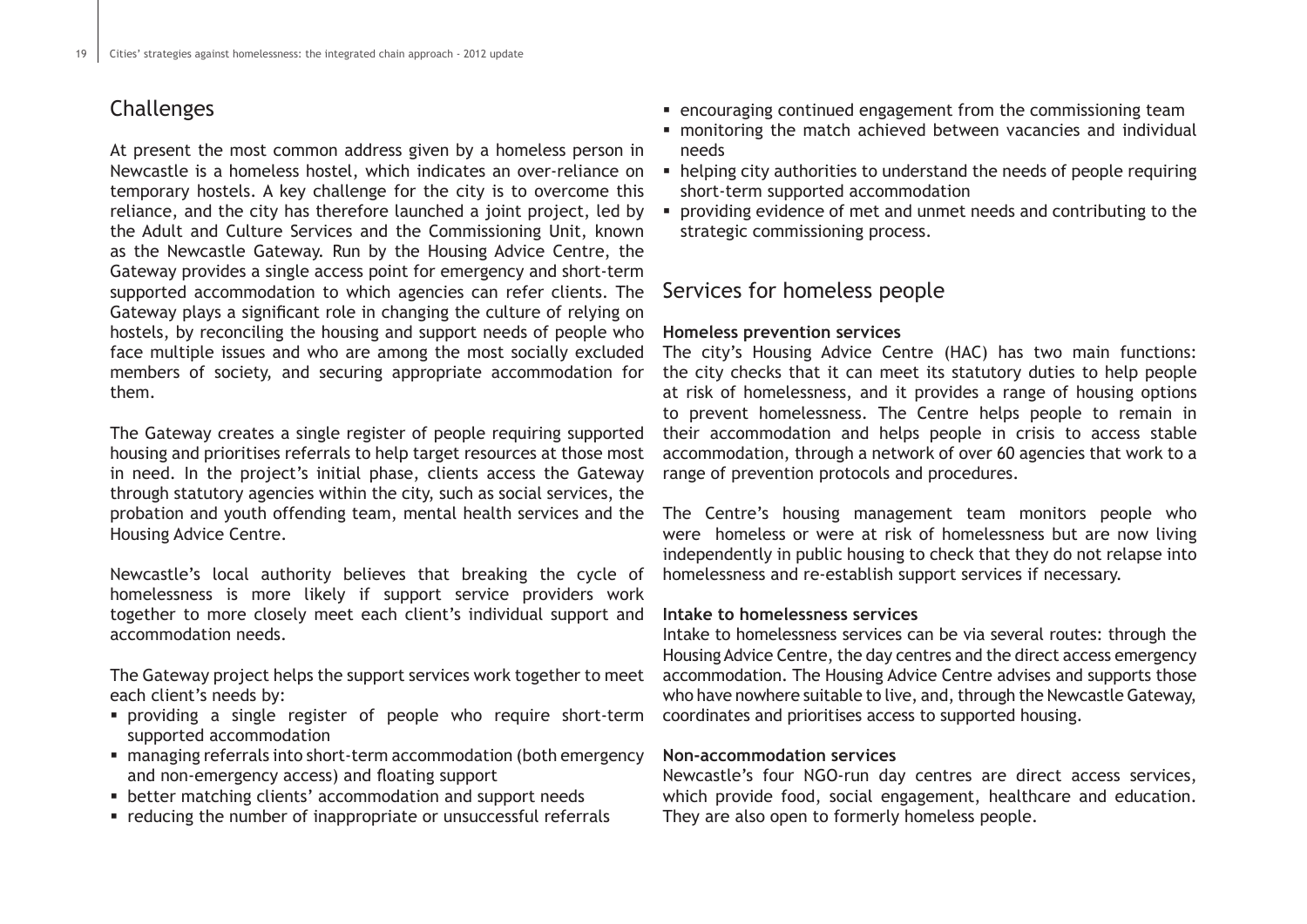## Challenges

At present the most common address given by a homeless person in Newcastle is a homeless hostel, which indicates an over-reliance on temporary hostels. A key challenge for the city is to overcome this reliance, and the city has therefore launched a joint project, led by the Adult and Culture Services and the Commissioning Unit, known as the Newcastle Gateway. Run by the Housing Advice Centre, the Gateway provides a single access point for emergency and short-term supported accommodation to which agencies can refer clients. The Gateway plays a significant role in changing the culture of relying on hostels, by reconciling the housing and support needs of people who face multiple issues and who are among the most socially excluded members of society, and securing appropriate accommodation for them.

The Gateway creates a single register of people requiring supported housing and prioritises referrals to help target resources at those most in need. In the project's initial phase, clients access the Gateway through statutory agencies within the city, such as social services, the probation and youth offending team, mental health services and the Housing Advice Centre.

Newcastle's local authority believes that breaking the cycle of homelessness is more likely if support service providers work together to more closely meet each client's individual support and accommodation needs.

The Gateway project helps the support services work together to meet each client's needs by:

- providing a single register of people who require short-term supported accommodation
- managing referrals into short-term accommodation (both emergency and non-emergency access) and floating support
- better matching clients' accommodation and support needs
- reducing the number of inappropriate or unsuccessful referrals
- encouraging continued engagement from the commissioning team
- monitoring the match achieved between vacancies and individual needs
- helping city authorities to understand the needs of people requiring short-term supported accommodation
- providing evidence of met and unmet needs and contributing to the strategic commissioning process.

## Services for homeless people

**Homeless prevention services**

The city's Housing Advice Centre (HAC) has two main functions: the city checks that it can meet its statutory duties to help people at risk of homelessness, and it provides a range of housing options to prevent homelessness. The Centre helps people to remain in their accommodation and helps people in crisis to access stable accommodation, through a network of over 60 agencies that work to a range of prevention protocols and procedures.

The Centre's housing management team monitors people who were homeless or were at risk of homelessness but are now living independently in public housing to check that they do not relapse into homelessness and re-establish support services if necessary.

**Intake to homelessness services**

Intake to homelessness services can be via several routes: through the Housing Advice Centre, the day centres and the direct access emergency accommodation. The Housing Advice Centre advises and supports those who have nowhere suitable to live, and, through the Newcastle Gateway, coordinates and prioritises access to supported housing.

**Non-accommodation services**

Newcastle's four NGO-run day centres are direct access services, which provide food, social engagement, healthcare and education. They are also open to formerly homeless people.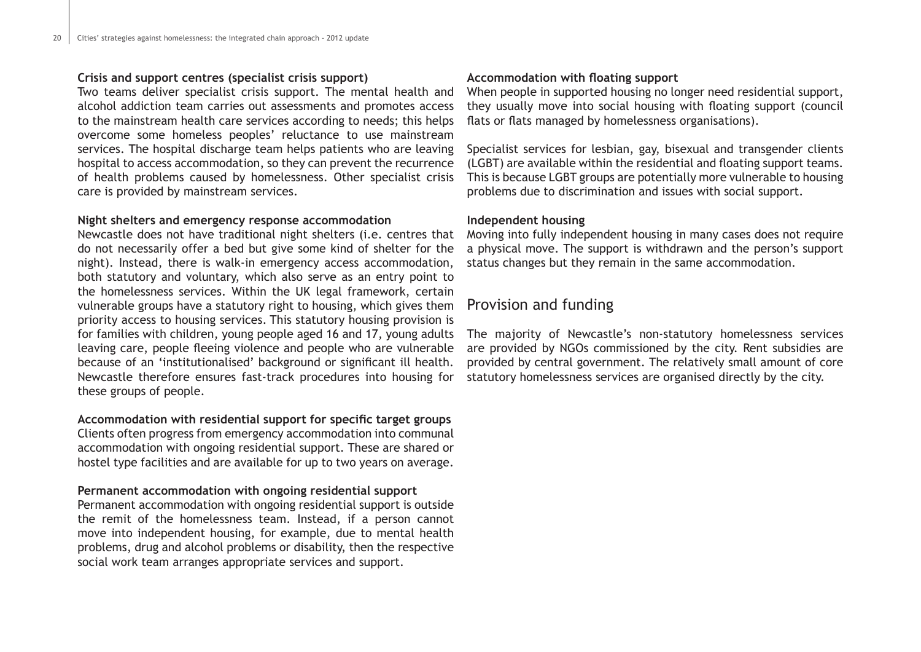**Crisis and support centres (specialist crisis support)**

Two teams deliver specialist crisis support. The mental health and alcohol addiction team carries out assessments and promotes access to the mainstream health care services according to needs; this helps overcome some homeless peoples' reluctance to use mainstream services. The hospital discharge team helps patients who are leaving hospital to access accommodation, so they can prevent the recurrence of health problems caused by homelessness. Other specialist crisis care is provided by mainstream services.

**Night shelters and emergency response accommodation**

Newcastle does not have traditional night shelters (i.e. centres that do not necessarily offer a bed but give some kind of shelter for the night). Instead, there is walk-in emergency access accommodation, both statutory and voluntary, which also serve as an entry point to the homelessness services. Within the UK legal framework, certain vulnerable groups have a statutory right to housing, which gives them priority access to housing services. This statutory housing provision is for families with children, young people aged 16 and 17, young adults leaving care, people fleeing violence and people who are vulnerable because of an 'institutionalised' background or significant ill health. Newcastle therefore ensures fast-track procedures into housing for these groups of people.

**Accommodation with residential support for specific target groups**

Clients often progress from emergency accommodation into communal accommodation with ongoing residential support. These are shared or hostel type facilities and are available for up to two years on average.

**Permanent accommodation with ongoing residential support**

Permanent accommodation with ongoing residential support is outside the remit of the homelessness team. Instead, if a person cannot move into independent housing, for example, due to mental health problems, drug and alcohol problems or disability, then the respective social work team arranges appropriate services and support.

**Accommodation with floating support**

When people in supported housing no longer need residential support, they usually move into social housing with floating support (council flats or flats managed by homelessness organisations).

Specialist services for lesbian, gay, bisexual and transgender clients (LGBT) are available within the residential and floating support teams. This is because LGBT groups are potentially more vulnerable to housing problems due to discrimination and issues with social support.

**Independent housing**

Moving into fully independent housing in many cases does not require a physical move. The support is withdrawn and the person's support status changes but they remain in the same accommodation.

## Provision and funding

The majority of Newcastle's non-statutory homelessness services are provided by NGOs commissioned by the city. Rent subsidies are provided by central government. The relatively small amount of core statutory homelessness services are organised directly by the city.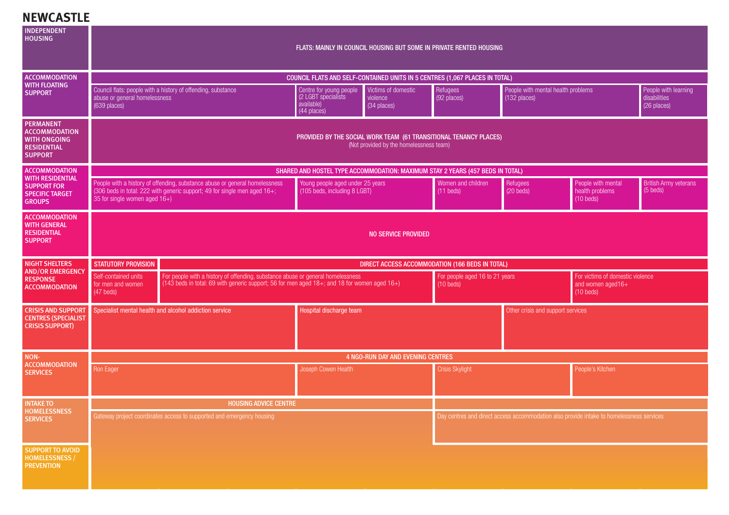# NEWCASTLE

| | | | | | | | |
|---|---|---|---|---|---|---|---|
| **INDEPENDENT HOUSING** | FLATS: MAINLY IN COUNCIL HOUSING BUT SOME IN PRIVATE RENTED HOUSING | | | | | | |
| **ACCOMMODATION WITH FLOATING SUPPORT** | COUNCIL FLATS AND SELF-CONTAINED UNITS IN 5 CENTRES (1,067 PLACES IN TOTAL) | | | | | | |
| | Council flats: people with a history of offending, substance abuse or general homelessness (639 places) | Centre for young people (2 LGBT specialists available) (44 places) | Victims of domestic violence (34 places) | Refugees (92 places) | People with mental health problems (132 places) | | People with learning disabilities (26 places) |
| **PERMANENT ACCOMMODATION WITH ONGOING RESIDENTIAL SUPPORT** | PROVIDED BY THE SOCIAL WORK TEAM (61 TRANSITIONAL TENANCY PLACES) (Not provided by the homelessness team) | | | | | | |
| **ACCOMMODATION WITH RESIDENTIAL SUPPORT FOR SPECIFIC TARGET GROUPS** | SHARED AND HOSTEL TYPE ACCOMMODATION: MAXIMUM STAY 2 YEARS (457 BEDS IN TOTAL) | | | | | | |
| | People with a history of offending, substance abuse or general homelessness (306 beds in total: 222 with generic support; 49 for single men aged 16+; 35 for single women aged 16+) | Young people aged under 25 years (105 beds, including 8 LGBT) | | Women and children (11 beds) | Refugees (20 beds) | People with mental health problems (10 beds) | British Army veterans (5 beds) |
| **ACCOMMODATION WITH GENERAL RESIDENTIAL SUPPORT** | NO SERVICE PROVIDED | | | | | | |
| **NIGHT SHELTERS AND/OR EMERGENCY RESPONSE ACCOMMODATION** | STATUTORY PROVISION | DIRECT ACCESS ACCOMMODATION (166 BEDS IN TOTAL) | | | | | |
| | Self-contained units for men and women (47 beds) | For people with a history of offending, substance abuse or general homelessness (143 beds in total: 69 with generic support; 56 for men aged 18+; and 18 for women aged 16+) | | For people aged 16 to 21 years (10 beds) | | For victims of domestic violence and women aged16+ (10 beds) | |
| **CRISIS AND SUPPORT CENTRES (SPECIALIST CRISIS SUPPORT)** | Specialist mental health and alcohol addiction service | Hospital discharge team | | | Other crisis and support services | | |
| **NON-ACCOMMODATION SERVICES** | 4 NGO-RUN DAY AND EVENING CENTRES | | | | | | |
| | Ron Eager | Joseph Cowen Health | | Crisis Skylight | | People's Kitchen | |
| **INTAKE TO HOMELESSNESS SERVICES** | HOUSING ADVICE CENTRE | | | | | | |
| | Gateway project coordinates access to supported and emergency housing | | | Day centres and direct access accommodation also provide intake to homelessness services | | | |
| **SUPPORT TO AVOID HOMELESSNESS / PREVENTION** | | | | | | | |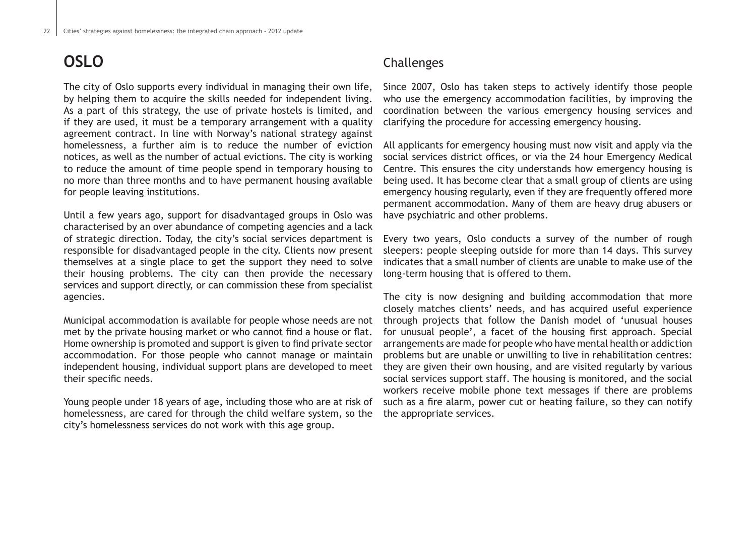# OSLO

The city of Oslo supports every individual in managing their own life, by helping them to acquire the skills needed for independent living. As a part of this strategy, the use of private hostels is limited, and if they are used, it must be a temporary arrangement with a quality agreement contract. In line with Norway's national strategy against homelessness, a further aim is to reduce the number of eviction notices, as well as the number of actual evictions. The city is working to reduce the amount of time people spend in temporary housing to no more than three months and to have permanent housing available for people leaving institutions.

Until a few years ago, support for disadvantaged groups in Oslo was characterised by an over abundance of competing agencies and a lack of strategic direction. Today, the city's social services department is responsible for disadvantaged people in the city. Clients now present themselves at a single place to get the support they need to solve their housing problems. The city can then provide the necessary services and support directly, or can commission these from specialist agencies.

Municipal accommodation is available for people whose needs are not met by the private housing market or who cannot find a house or flat. Home ownership is promoted and support is given to find private sector accommodation. For those people who cannot manage or maintain independent housing, individual support plans are developed to meet their specific needs.

Young people under 18 years of age, including those who are at risk of homelessness, are cared for through the child welfare system, so the city's homelessness services do not work with this age group.

## Challenges

Since 2007, Oslo has taken steps to actively identify those people who use the emergency accommodation facilities, by improving the coordination between the various emergency housing services and clarifying the procedure for accessing emergency housing.

All applicants for emergency housing must now visit and apply via the social services district offices, or via the 24 hour Emergency Medical Centre. This ensures the city understands how emergency housing is being used. It has become clear that a small group of clients are using emergency housing regularly, even if they are frequently offered more permanent accommodation. Many of them are heavy drug abusers or have psychiatric and other problems.

Every two years, Oslo conducts a survey of the number of rough sleepers: people sleeping outside for more than 14 days. This survey indicates that a small number of clients are unable to make use of the long-term housing that is offered to them.

The city is now designing and building accommodation that more closely matches clients' needs, and has acquired useful experience through projects that follow the Danish model of 'unusual houses for unusual people', a facet of the housing first approach. Special arrangements are made for people who have mental health or addiction problems but are unable or unwilling to live in rehabilitation centres: they are given their own housing, and are visited regularly by various social services support staff. The housing is monitored, and the social workers receive mobile phone text messages if there are problems such as a fire alarm, power cut or heating failure, so they can notify the appropriate services.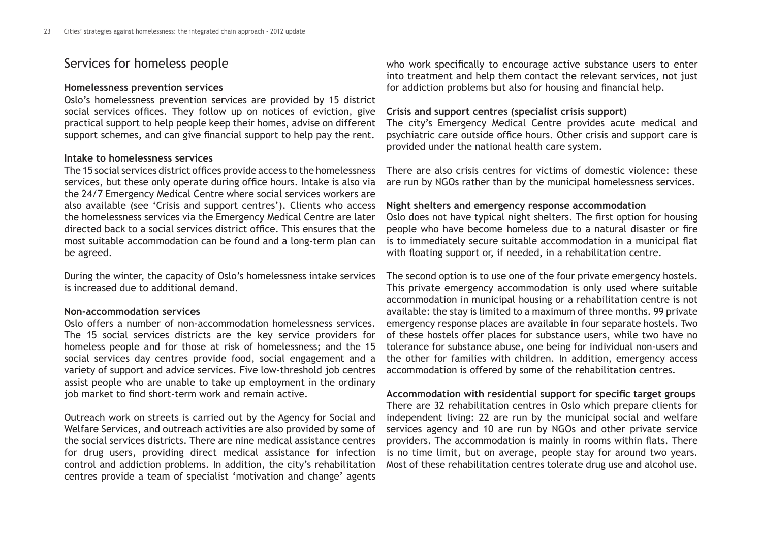## Services for homeless people

### Homelessness prevention services

Oslo's homelessness prevention services are provided by 15 district social services offices. They follow up on notices of eviction, give practical support to help people keep their homes, advise on different support schemes, and can give financial support to help pay the rent.

### Intake to homelessness services

The 15 social services district offices provide access to the homelessness services, but these only operate during office hours. Intake is also via the 24/7 Emergency Medical Centre where social services workers are also available (see 'Crisis and support centres'). Clients who access the homelessness services via the Emergency Medical Centre are later directed back to a social services district office. This ensures that the most suitable accommodation can be found and a long-term plan can be agreed.

During the winter, the capacity of Oslo's homelessness intake services is increased due to additional demand.

### Non-accommodation services

Oslo offers a number of non-accommodation homelessness services. The 15 social services districts are the key service providers for homeless people and for those at risk of homelessness; and the 15 social services day centres provide food, social engagement and a variety of support and advice services. Five low-threshold job centres assist people who are unable to take up employment in the ordinary job market to find short-term work and remain active.

Outreach work on streets is carried out by the Agency for Social and Welfare Services, and outreach activities are also provided by some of the social services districts. There are nine medical assistance centres for drug users, providing direct medical assistance for infection control and addiction problems. In addition, the city's rehabilitation centres provide a team of specialist 'motivation and change' agents who work specifically to encourage active substance users to enter into treatment and help them contact the relevant services, not just for addiction problems but also for housing and financial help.

### Crisis and support centres (specialist crisis support)

The city's Emergency Medical Centre provides acute medical and psychiatric care outside office hours. Other crisis and support care is provided under the national health care system.

There are also crisis centres for victims of domestic violence: these are run by NGOs rather than by the municipal homelessness services.

### Night shelters and emergency response accommodation

Oslo does not have typical night shelters. The first option for housing people who have become homeless due to a natural disaster or fire is to immediately secure suitable accommodation in a municipal flat with floating support or, if needed, in a rehabilitation centre.

The second option is to use one of the four private emergency hostels. This private emergency accommodation is only used where suitable accommodation in municipal housing or a rehabilitation centre is not available: the stay is limited to a maximum of three months. 99 private emergency response places are available in four separate hostels. Two of these hostels offer places for substance users, while two have no tolerance for substance abuse, one being for individual non-users and the other for families with children. In addition, emergency access accommodation is offered by some of the rehabilitation centres.

### Accommodation with residential support for specific target groups

There are 32 rehabilitation centres in Oslo which prepare clients for independent living: 22 are run by the municipal social and welfare services agency and 10 are run by NGOs and other private service providers. The accommodation is mainly in rooms within flats. There is no time limit, but on average, people stay for around two years. Most of these rehabilitation centres tolerate drug use and alcohol use.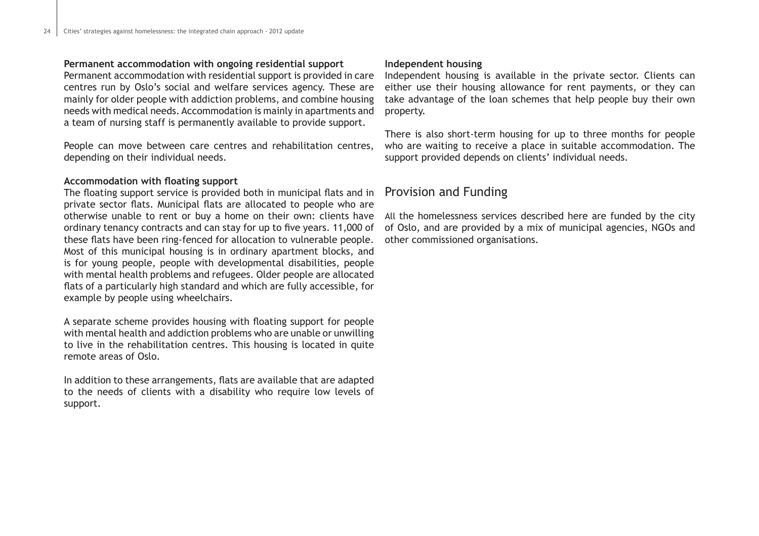**Permanent accommodation with ongoing residential support**

Permanent accommodation with residential support is provided in care centres run by Oslo's social and welfare services agency. These are mainly for older people with addiction problems, and combine housing needs with medical needs. Accommodation is mainly in apartments and a team of nursing staff is permanently available to provide support.

People can move between care centres and rehabilitation centres, depending on their individual needs.

**Accommodation with floating support**

The floating support service is provided both in municipal flats and in private sector flats. Municipal flats are allocated to people who are otherwise unable to rent or buy a home on their own: clients have ordinary tenancy contracts and can stay for up to five years. 11,000 of these flats have been ring-fenced for allocation to vulnerable people. Most of this municipal housing is in ordinary apartment blocks, and is for young people, people with developmental disabilities, people with mental health problems and refugees. Older people are allocated flats of a particularly high standard and which are fully accessible, for example by people using wheelchairs.

A separate scheme provides housing with floating support for people with mental health and addiction problems who are unable or unwilling to live in the rehabilitation centres. This housing is located in quite remote areas of Oslo.

In addition to these arrangements, flats are available that are adapted to the needs of clients with a disability who require low levels of support.

**Independent housing**

Independent housing is available in the private sector. Clients can either use their housing allowance for rent payments, or they can take advantage of the loan schemes that help people buy their own property.

There is also short-term housing for up to three months for people who are waiting to receive a place in suitable accommodation. The support provided depends on clients' individual needs.

## Provision and Funding

All the homelessness services described here are funded by the city of Oslo, and are provided by a mix of municipal agencies, NGOs and other commissioned organisations.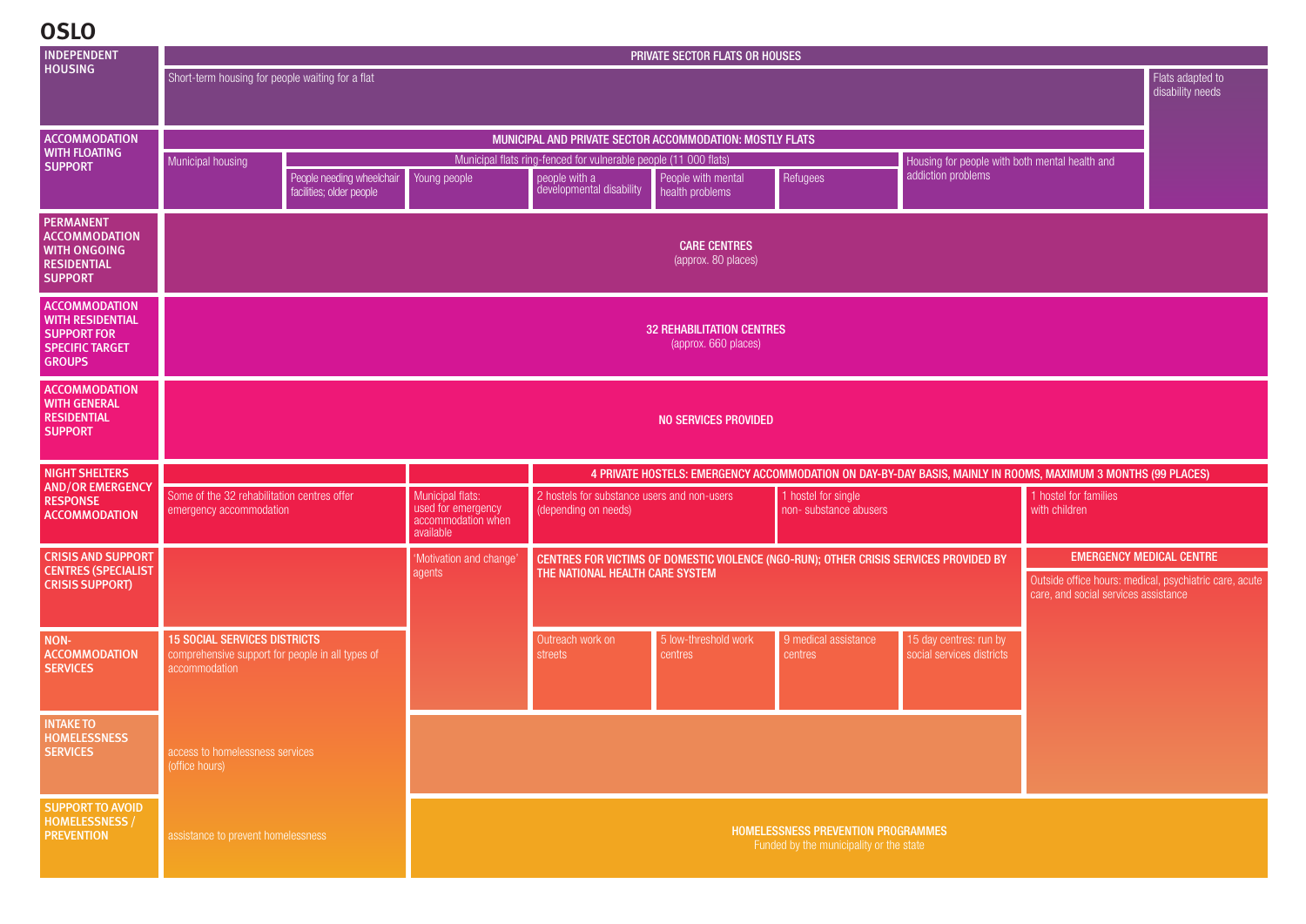# OSLO

**INDEPENDENT HOUSING**

- **PRIVATE SECTOR FLATS OR HOUSES**
- Short-term housing for people waiting for a flat
- Flats adapted to disability needs

**ACCOMMODATION WITH FLOATING SUPPORT**

- **MUNICIPAL AND PRIVATE SECTOR ACCOMMODATION: MOSTLY FLATS**
- Municipal housing
- Municipal flats ring-fenced for vulnerable people (11 000 flats)
  - People needing wheelchair facilities; older people
  - Young people
  - people with a developmental disability
  - People with mental health problems
  - Refugees
- Housing for people with both mental health and addiction problems

**PERMANENT ACCOMMODATION WITH ONGOING RESIDENTIAL SUPPORT**

- **CARE CENTRES** (approx. 80 places)

**ACCOMMODATION WITH RESIDENTIAL SUPPORT FOR SPECIFIC TARGET GROUPS**

- **32 REHABILITATION CENTRES** (approx. 660 places)

**ACCOMMODATION WITH GENERAL RESIDENTIAL SUPPORT**

- **NO SERVICES PROVIDED**

**NIGHT SHELTERS AND/OR EMERGENCY RESPONSE ACCOMMODATION**

- Some of the 32 rehabilitation centres offer emergency accommodation
- Municipal flats: used for emergency accommodation when available
- **4 PRIVATE HOSTELS: EMERGENCY ACCOMMODATION ON DAY-BY-DAY BASIS, MAINLY IN ROOMS, MAXIMUM 3 MONTHS (99 PLACES)**
  - 2 hostels for substance users and non-users (depending on needs)
  - 1 hostel for single non- substance abusers
  - 1 hostel for families with children

**CRISIS AND SUPPORT CENTRES (SPECIALIST CRISIS SUPPORT)**

- 'Motivation and change' agents
- **CENTRES FOR VICTIMS OF DOMESTIC VIOLENCE (NGO-RUN); OTHER CRISIS SERVICES PROVIDED BY THE NATIONAL HEALTH CARE SYSTEM**
- **EMERGENCY MEDICAL CENTRE**
  - Outside office hours: medical, psychiatric care, acute care, and social services assistance

**NON-ACCOMMODATION SERVICES**

- **15 SOCIAL SERVICES DISTRICTS** comprehensive support for people in all types of accommodation
- Outreach work on streets
- 5 low-threshold work centres
- 9 medical assistance centres
- 15 day centres: run by social services districts

**INTAKE TO HOMELESSNESS SERVICES**

- access to homelessness services (office hours)

**SUPPORT TO AVOID HOMELESSNESS / PREVENTION**

- assistance to prevent homelessness
- **HOMELESSNESS PREVENTION PROGRAMMES** Funded by the municipality or the state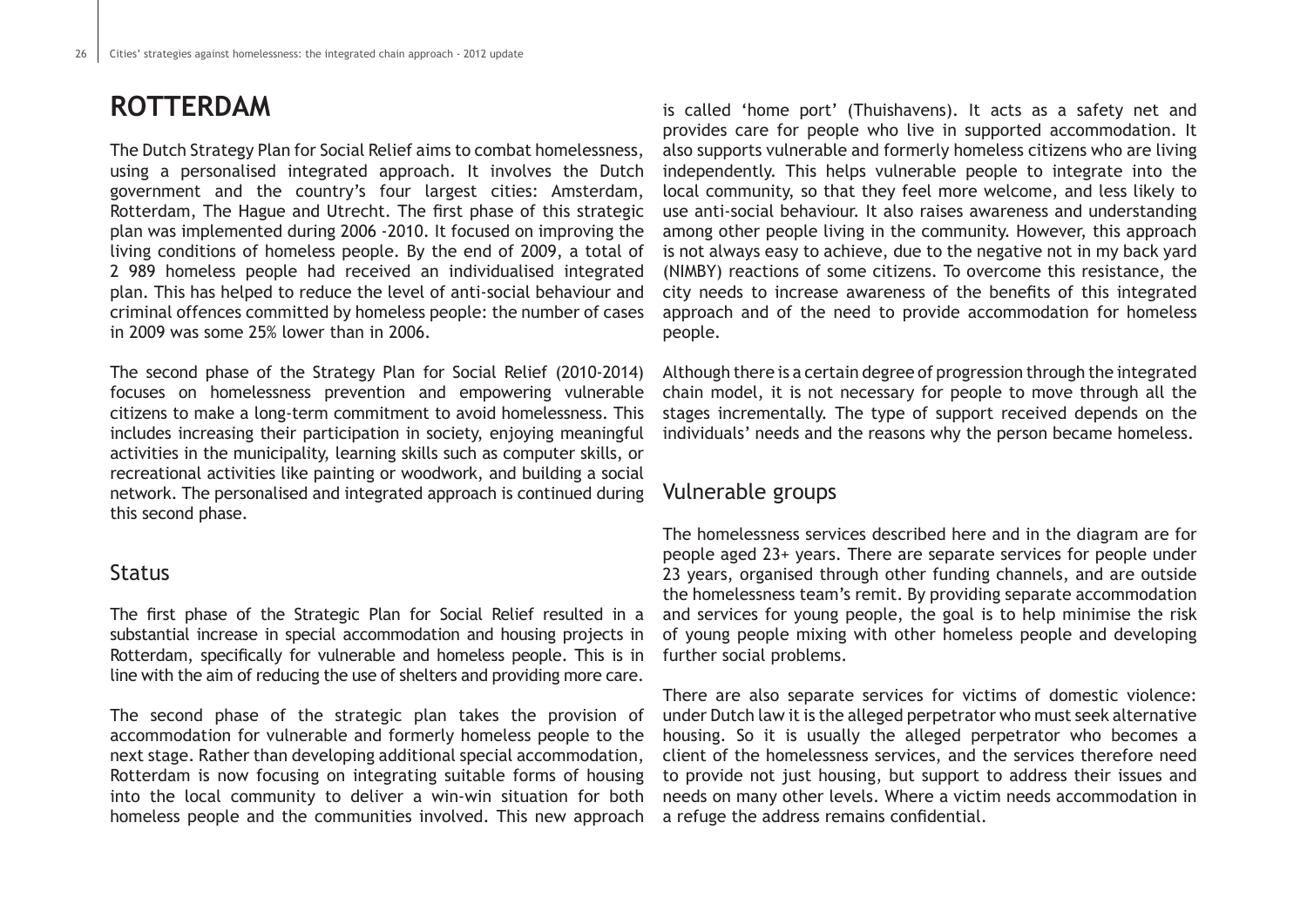# ROTTERDAM

The Dutch Strategy Plan for Social Relief aims to combat homelessness, using a personalised integrated approach. It involves the Dutch government and the country's four largest cities: Amsterdam, Rotterdam, The Hague and Utrecht. The first phase of this strategic plan was implemented during 2006 -2010. It focused on improving the living conditions of homeless people. By the end of 2009, a total of 2 989 homeless people had received an individualised integrated plan. This has helped to reduce the level of anti-social behaviour and criminal offences committed by homeless people: the number of cases in 2009 was some 25% lower than in 2006.

The second phase of the Strategy Plan for Social Relief (2010-2014) focuses on homelessness prevention and empowering vulnerable citizens to make a long-term commitment to avoid homelessness. This includes increasing their participation in society, enjoying meaningful activities in the municipality, learning skills such as computer skills, or recreational activities like painting or woodwork, and building a social network. The personalised and integrated approach is continued during this second phase.

## Status

The first phase of the Strategic Plan for Social Relief resulted in a substantial increase in special accommodation and housing projects in Rotterdam, specifically for vulnerable and homeless people. This is in line with the aim of reducing the use of shelters and providing more care.

The second phase of the strategic plan takes the provision of accommodation for vulnerable and formerly homeless people to the next stage. Rather than developing additional special accommodation, Rotterdam is now focusing on integrating suitable forms of housing into the local community to deliver a win-win situation for both homeless people and the communities involved. This new approach is called 'home port' (Thuishavens). It acts as a safety net and provides care for people who live in supported accommodation. It also supports vulnerable and formerly homeless citizens who are living independently. This helps vulnerable people to integrate into the local community, so that they feel more welcome, and less likely to use anti-social behaviour. It also raises awareness and understanding among other people living in the community. However, this approach is not always easy to achieve, due to the negative not in my back yard (NIMBY) reactions of some citizens. To overcome this resistance, the city needs to increase awareness of the benefits of this integrated approach and of the need to provide accommodation for homeless people.

Although there is a certain degree of progression through the integrated chain model, it is not necessary for people to move through all the stages incrementally. The type of support received depends on the individuals' needs and the reasons why the person became homeless.

## Vulnerable groups

The homelessness services described here and in the diagram are for people aged 23+ years. There are separate services for people under 23 years, organised through other funding channels, and are outside the homelessness team's remit. By providing separate accommodation and services for young people, the goal is to help minimise the risk of young people mixing with other homeless people and developing further social problems.

There are also separate services for victims of domestic violence: under Dutch law it is the alleged perpetrator who must seek alternative housing. So it is usually the alleged perpetrator who becomes a client of the homelessness services, and the services therefore need to provide not just housing, but support to address their issues and needs on many other levels. Where a victim needs accommodation in a refuge the address remains confidential.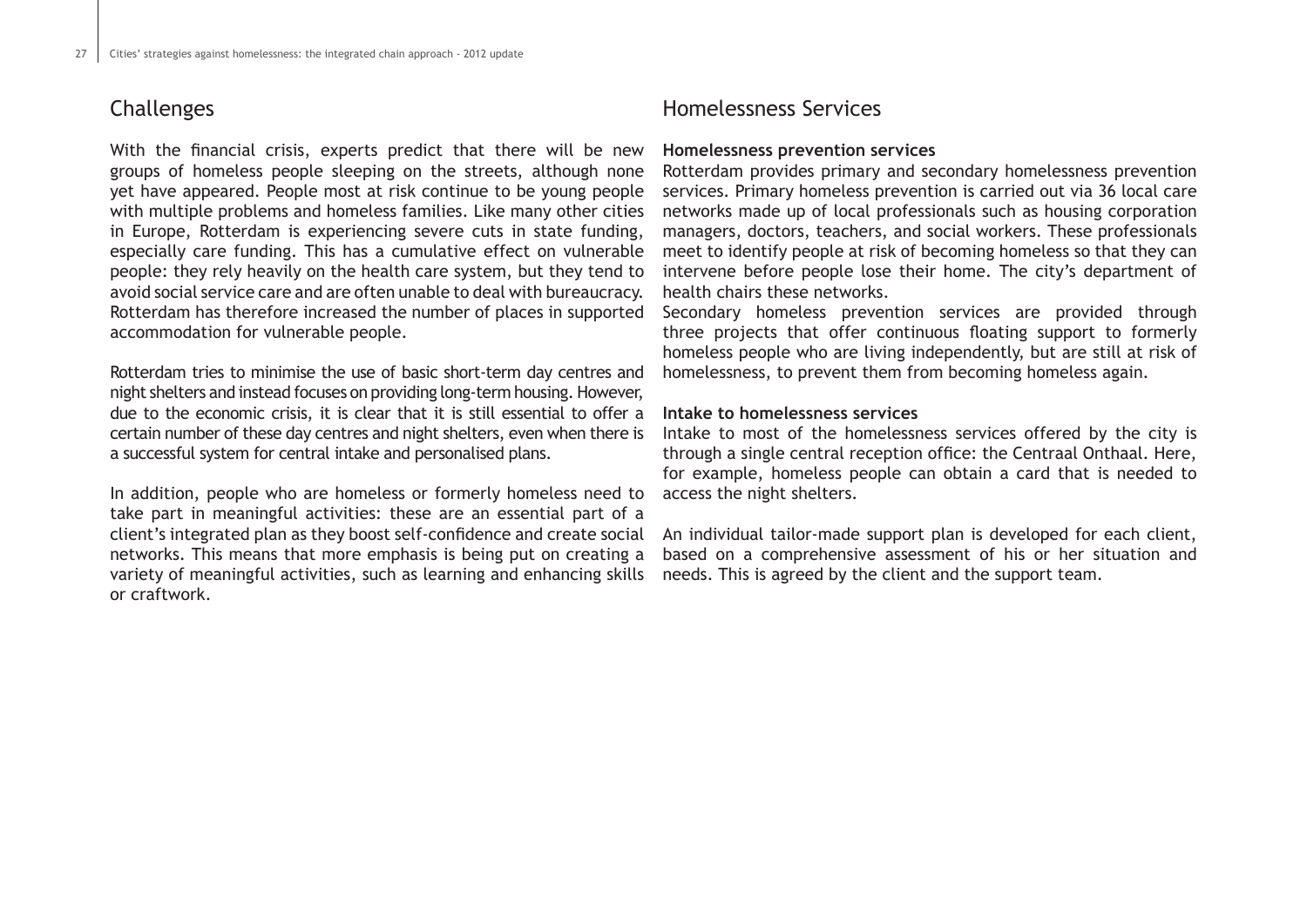## Challenges

With the financial crisis, experts predict that there will be new groups of homeless people sleeping on the streets, although none yet have appeared. People most at risk continue to be young people with multiple problems and homeless families. Like many other cities in Europe, Rotterdam is experiencing severe cuts in state funding, especially care funding. This has a cumulative effect on vulnerable people: they rely heavily on the health care system, but they tend to avoid social service care and are often unable to deal with bureaucracy. Rotterdam has therefore increased the number of places in supported accommodation for vulnerable people.

Rotterdam tries to minimise the use of basic short-term day centres and night shelters and instead focuses on providing long-term housing. However, due to the economic crisis, it is clear that it is still essential to offer a certain number of these day centres and night shelters, even when there is a successful system for central intake and personalised plans.

In addition, people who are homeless or formerly homeless need to take part in meaningful activities: these are an essential part of a client's integrated plan as they boost self-confidence and create social networks. This means that more emphasis is being put on creating a variety of meaningful activities, such as learning and enhancing skills or craftwork.

## Homelessness Services

**Homelessness prevention services**

Rotterdam provides primary and secondary homelessness prevention services. Primary homeless prevention is carried out via 36 local care networks made up of local professionals such as housing corporation managers, doctors, teachers, and social workers. These professionals meet to identify people at risk of becoming homeless so that they can intervene before people lose their home. The city's department of health chairs these networks.

Secondary homeless prevention services are provided through three projects that offer continuous floating support to formerly homeless people who are living independently, but are still at risk of homelessness, to prevent them from becoming homeless again.

**Intake to homelessness services**

Intake to most of the homelessness services offered by the city is through a single central reception office: the Centraal Onthaal. Here, for example, homeless people can obtain a card that is needed to access the night shelters.

An individual tailor-made support plan is developed for each client, based on a comprehensive assessment of his or her situation and needs. This is agreed by the client and the support team.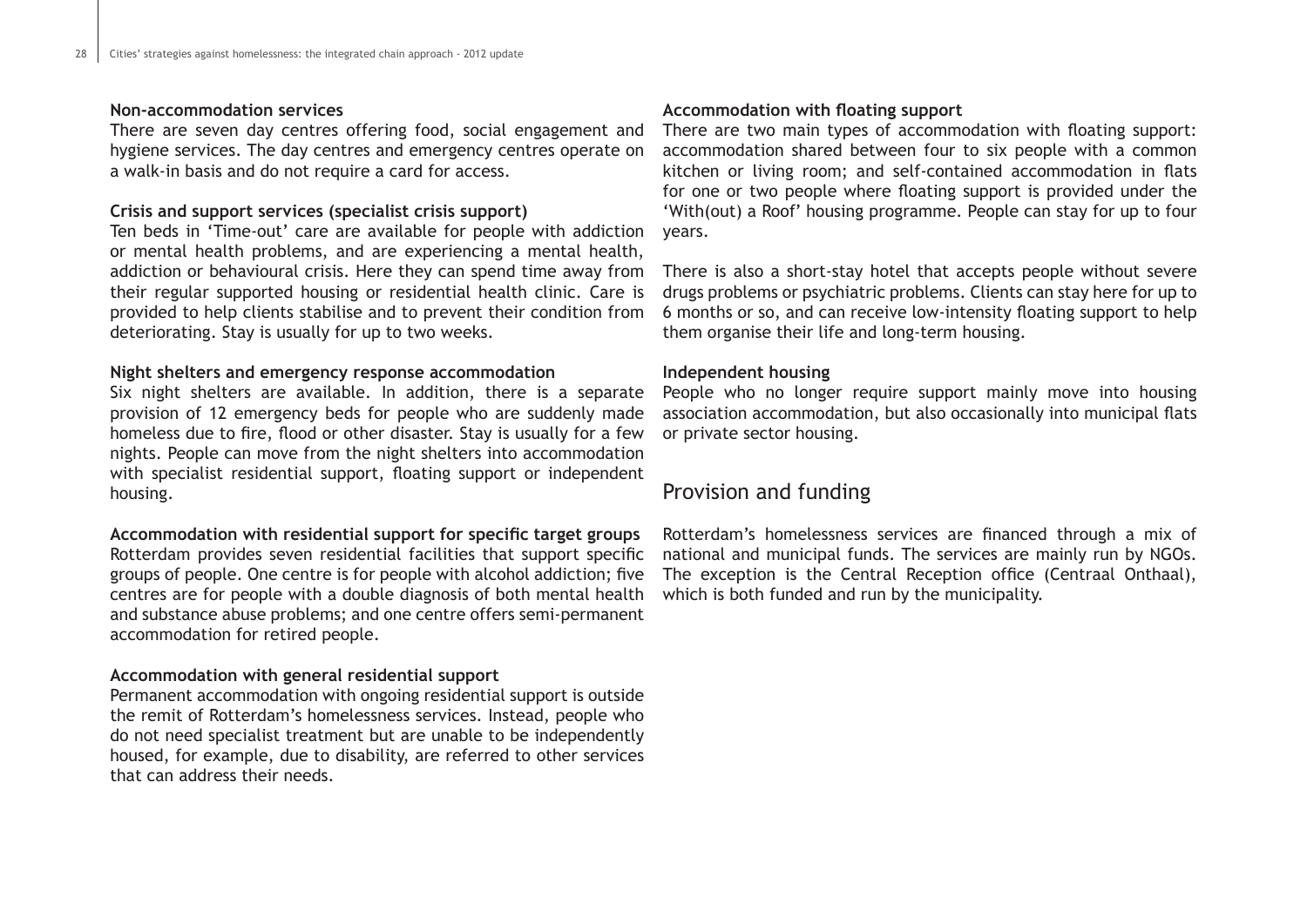**Non-accommodation services**

There are seven day centres offering food, social engagement and hygiene services. The day centres and emergency centres operate on a walk-in basis and do not require a card for access.

**Crisis and support services (specialist crisis support)**

Ten beds in 'Time-out' care are available for people with addiction or mental health problems, and are experiencing a mental health, addiction or behavioural crisis. Here they can spend time away from their regular supported housing or residential health clinic. Care is provided to help clients stabilise and to prevent their condition from deteriorating. Stay is usually for up to two weeks.

**Night shelters and emergency response accommodation**

Six night shelters are available. In addition, there is a separate provision of 12 emergency beds for people who are suddenly made homeless due to fire, flood or other disaster. Stay is usually for a few nights. People can move from the night shelters into accommodation with specialist residential support, floating support or independent housing.

**Accommodation with residential support for specific target groups**

Rotterdam provides seven residential facilities that support specific groups of people. One centre is for people with alcohol addiction; five centres are for people with a double diagnosis of both mental health and substance abuse problems; and one centre offers semi-permanent accommodation for retired people.

**Accommodation with general residential support**

Permanent accommodation with ongoing residential support is outside the remit of Rotterdam's homelessness services. Instead, people who do not need specialist treatment but are unable to be independently housed, for example, due to disability, are referred to other services that can address their needs.

**Accommodation with floating support**

There are two main types of accommodation with floating support: accommodation shared between four to six people with a common kitchen or living room; and self-contained accommodation in flats for one or two people where floating support is provided under the 'With(out) a Roof' housing programme. People can stay for up to four years.

There is also a short-stay hotel that accepts people without severe drugs problems or psychiatric problems. Clients can stay here for up to 6 months or so, and can receive low-intensity floating support to help them organise their life and long-term housing.

**Independent housing**

People who no longer require support mainly move into housing association accommodation, but also occasionally into municipal flats or private sector housing.

## Provision and funding

Rotterdam's homelessness services are financed through a mix of national and municipal funds. The services are mainly run by NGOs. The exception is the Central Reception office (Centraal Onthaal), which is both funded and run by the municipality.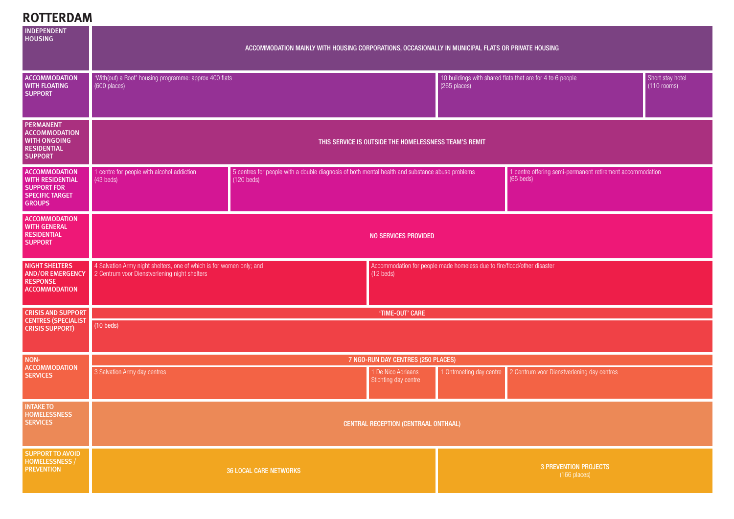# ROTTERDAM

| Category | Services |
|---|---|
| INDEPENDENT HOUSING | ACCOMMODATION MAINLY WITH HOUSING CORPORATIONS, OCCASIONALLY IN MUNICIPAL FLATS OR PRIVATE HOUSING |
| ACCOMMODATION WITH FLOATING SUPPORT | 'With(out) a Roof' housing programme: approx 400 flats (600 places); 10 buildings with shared flats that are for 4 to 6 people (265 places); Short stay hotel (110 rooms) |
| PERMANENT ACCOMMODATION WITH ONGOING RESIDENTIAL SUPPORT | THIS SERVICE IS OUTSIDE THE HOMELESSNESS TEAM'S REMIT |
| ACCOMMODATION WITH RESIDENTIAL SUPPORT FOR SPECIFIC TARGET GROUPS | 1 centre for people with alcohol addiction (43 beds); 5 centres for people with a double diagnosis of both mental health and substance abuse problems (120 beds); 1 centre offering semi-permanent retirement accommodation (65 beds) |
| ACCOMMODATION WITH GENERAL RESIDENTIAL SUPPORT | NO SERVICES PROVIDED |
| NIGHT SHELTERS AND/OR EMERGENCY RESPONSE ACCOMMODATION | 4 Salvation Army night shelters, one of which is for women only; and 2 Centrum voor Dienstverlening night shelters; Accommodation for people made homeless due to fire/flood/other disaster (12 beds) |
| CRISIS AND SUPPORT CENTRES (SPECIALIST CRISIS SUPPORT) | 'TIME-OUT' CARE (10 beds) |
| NON-ACCOMMODATION SERVICES | 7 NGO-RUN DAY CENTRES (250 PLACES): 3 Salvation Army day centres; 1 De Nico Adriaans Stichting day centre; 1 Ontmoeting day centre; 2 Centrum voor Dienstverlening day centres |
| INTAKE TO HOMELESSNESS SERVICES | CENTRAL RECEPTION (CENTRAAL ONTHAAL) |
| SUPPORT TO AVOID HOMELESSNESS / PREVENTION | 36 LOCAL CARE NETWORKS; 3 PREVENTION PROJECTS (166 places) |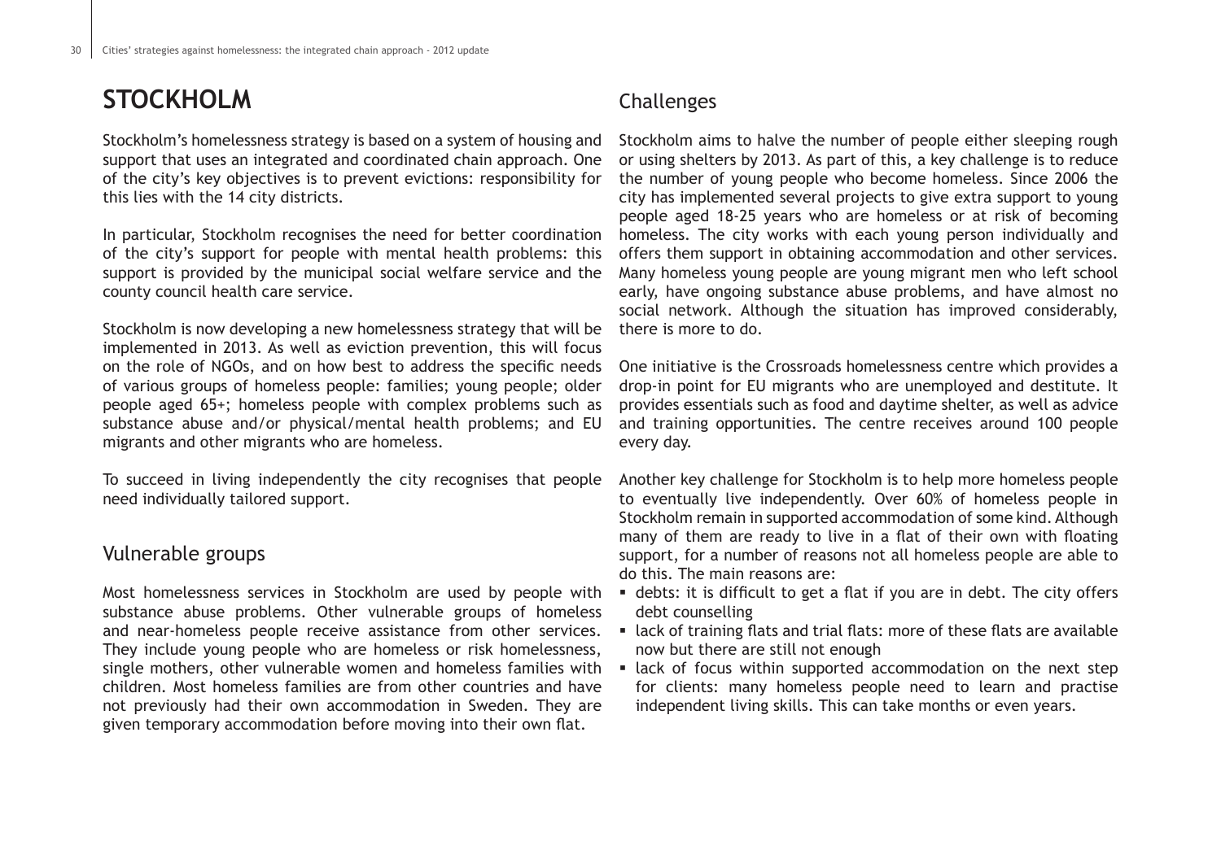# STOCKHOLM

Stockholm's homelessness strategy is based on a system of housing and support that uses an integrated and coordinated chain approach. One of the city's key objectives is to prevent evictions: responsibility for this lies with the 14 city districts.

In particular, Stockholm recognises the need for better coordination of the city's support for people with mental health problems: this support is provided by the municipal social welfare service and the county council health care service.

Stockholm is now developing a new homelessness strategy that will be implemented in 2013. As well as eviction prevention, this will focus on the role of NGOs, and on how best to address the specific needs of various groups of homeless people: families; young people; older people aged 65+; homeless people with complex problems such as substance abuse and/or physical/mental health problems; and EU migrants and other migrants who are homeless.

To succeed in living independently the city recognises that people need individually tailored support.

## Vulnerable groups

Most homelessness services in Stockholm are used by people with substance abuse problems. Other vulnerable groups of homeless and near-homeless people receive assistance from other services. They include young people who are homeless or risk homelessness, single mothers, other vulnerable women and homeless families with children. Most homeless families are from other countries and have not previously had their own accommodation in Sweden. They are given temporary accommodation before moving into their own flat.

## Challenges

Stockholm aims to halve the number of people either sleeping rough or using shelters by 2013. As part of this, a key challenge is to reduce the number of young people who become homeless. Since 2006 the city has implemented several projects to give extra support to young people aged 18-25 years who are homeless or at risk of becoming homeless. The city works with each young person individually and offers them support in obtaining accommodation and other services. Many homeless young people are young migrant men who left school early, have ongoing substance abuse problems, and have almost no social network. Although the situation has improved considerably, there is more to do.

One initiative is the Crossroads homelessness centre which provides a drop-in point for EU migrants who are unemployed and destitute. It provides essentials such as food and daytime shelter, as well as advice and training opportunities. The centre receives around 100 people every day.

Another key challenge for Stockholm is to help more homeless people to eventually live independently. Over 60% of homeless people in Stockholm remain in supported accommodation of some kind. Although many of them are ready to live in a flat of their own with floating support, for a number of reasons not all homeless people are able to do this. The main reasons are:

- debts: it is difficult to get a flat if you are in debt. The city offers debt counselling
- lack of training flats and trial flats: more of these flats are available now but there are still not enough
- lack of focus within supported accommodation on the next step for clients: many homeless people need to learn and practise independent living skills. This can take months or even years.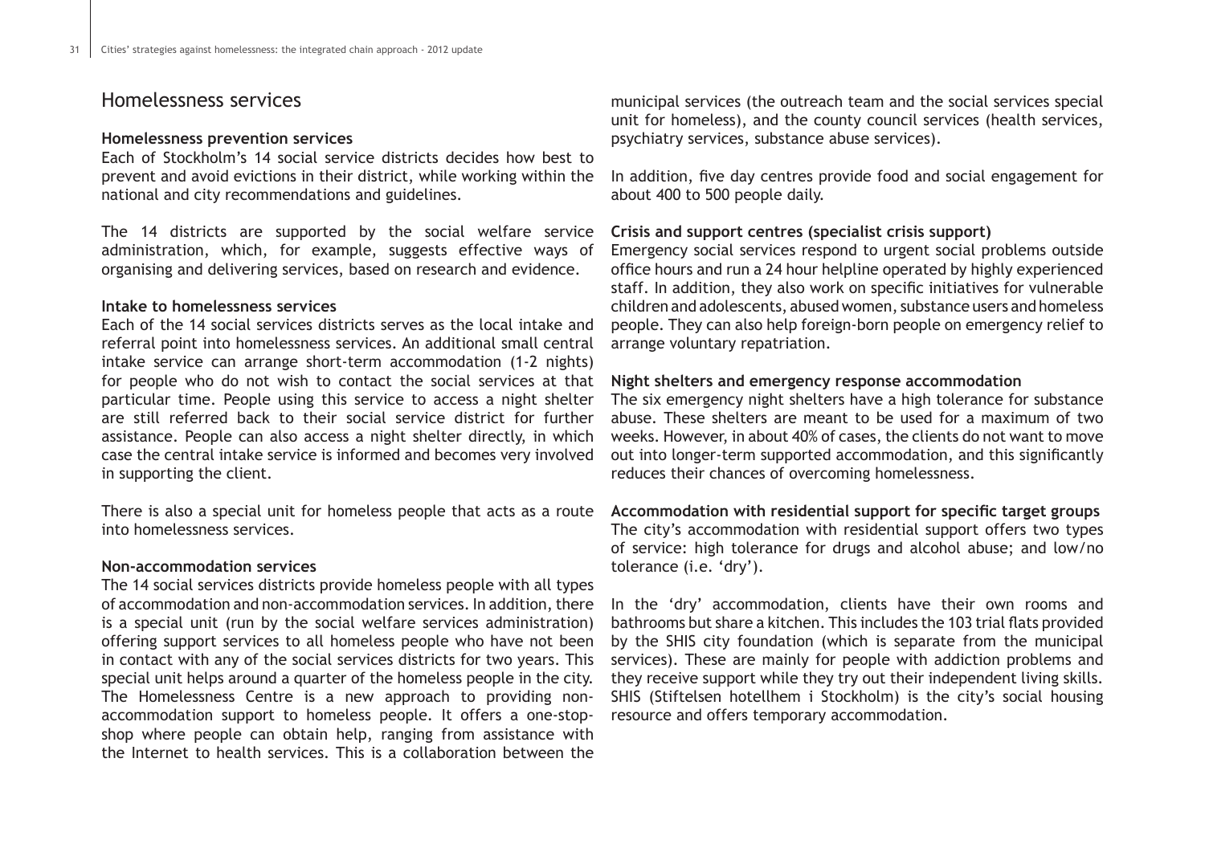## Homelessness services

### Homelessness prevention services

Each of Stockholm's 14 social service districts decides how best to prevent and avoid evictions in their district, while working within the national and city recommendations and guidelines.

The 14 districts are supported by the social welfare service administration, which, for example, suggests effective ways of organising and delivering services, based on research and evidence.

### Intake to homelessness services

Each of the 14 social services districts serves as the local intake and referral point into homelessness services. An additional small central intake service can arrange short-term accommodation (1-2 nights) for people who do not wish to contact the social services at that particular time. People using this service to access a night shelter are still referred back to their social service district for further assistance. People can also access a night shelter directly, in which case the central intake service is informed and becomes very involved in supporting the client.

There is also a special unit for homeless people that acts as a route into homelessness services.

### Non-accommodation services

The 14 social services districts provide homeless people with all types of accommodation and non-accommodation services. In addition, there is a special unit (run by the social welfare services administration) offering support services to all homeless people who have not been in contact with any of the social services districts for two years. This special unit helps around a quarter of the homeless people in the city. The Homelessness Centre is a new approach to providing non-accommodation support to homeless people. It offers a one-stop-shop where people can obtain help, ranging from assistance with the Internet to health services. This is a collaboration between the municipal services (the outreach team and the social services special unit for homeless), and the county council services (health services, psychiatry services, substance abuse services).

In addition, five day centres provide food and social engagement for about 400 to 500 people daily.

### Crisis and support centres (specialist crisis support)

Emergency social services respond to urgent social problems outside office hours and run a 24 hour helpline operated by highly experienced staff. In addition, they also work on specific initiatives for vulnerable children and adolescents, abused women, substance users and homeless people. They can also help foreign-born people on emergency relief to arrange voluntary repatriation.

### Night shelters and emergency response accommodation

The six emergency night shelters have a high tolerance for substance abuse. These shelters are meant to be used for a maximum of two weeks. However, in about 40% of cases, the clients do not want to move out into longer-term supported accommodation, and this significantly reduces their chances of overcoming homelessness.

### Accommodation with residential support for specific target groups

The city's accommodation with residential support offers two types of service: high tolerance for drugs and alcohol abuse; and low/no tolerance (i.e. 'dry').

In the 'dry' accommodation, clients have their own rooms and bathrooms but share a kitchen. This includes the 103 trial flats provided by the SHIS city foundation (which is separate from the municipal services). These are mainly for people with addiction problems and they receive support while they try out their independent living skills. SHIS (Stiftelsen hotellhem i Stockholm) is the city's social housing resource and offers temporary accommodation.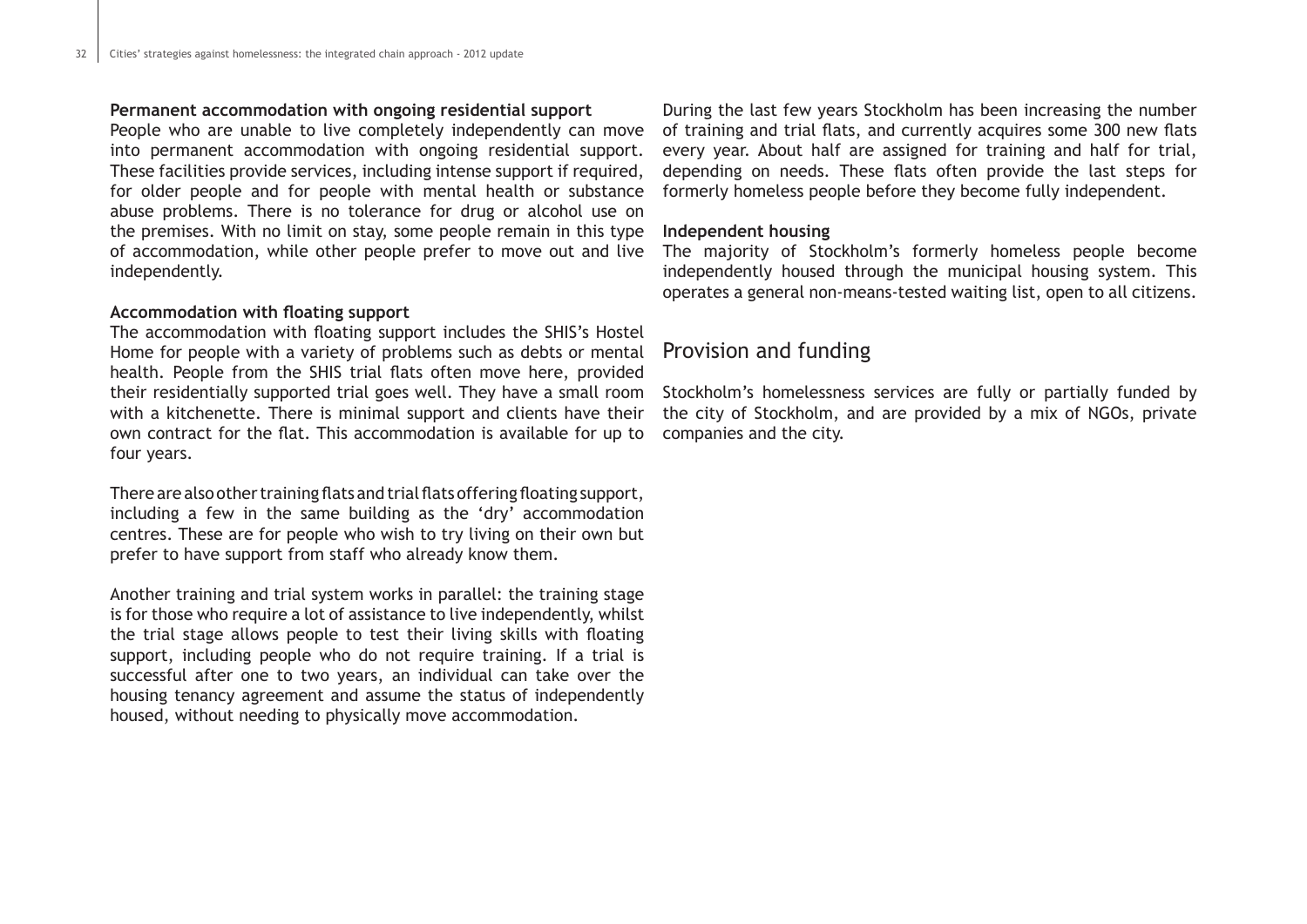**Permanent accommodation with ongoing residential support**

People who are unable to live completely independently can move into permanent accommodation with ongoing residential support. These facilities provide services, including intense support if required, for older people and for people with mental health or substance abuse problems. There is no tolerance for drug or alcohol use on the premises. With no limit on stay, some people remain in this type of accommodation, while other people prefer to move out and live independently.

**Accommodation with floating support**

The accommodation with floating support includes the SHIS's Hostel Home for people with a variety of problems such as debts or mental health. People from the SHIS trial flats often move here, provided their residentially supported trial goes well. They have a small room with a kitchenette. There is minimal support and clients have their own contract for the flat. This accommodation is available for up to four years.

There are also other training flats and trial flats offering floating support, including a few in the same building as the 'dry' accommodation centres. These are for people who wish to try living on their own but prefer to have support from staff who already know them.

Another training and trial system works in parallel: the training stage is for those who require a lot of assistance to live independently, whilst the trial stage allows people to test their living skills with floating support, including people who do not require training. If a trial is successful after one to two years, an individual can take over the housing tenancy agreement and assume the status of independently housed, without needing to physically move accommodation.

During the last few years Stockholm has been increasing the number of training and trial flats, and currently acquires some 300 new flats every year. About half are assigned for training and half for trial, depending on needs. These flats often provide the last steps for formerly homeless people before they become fully independent.

**Independent housing**

The majority of Stockholm's formerly homeless people become independently housed through the municipal housing system. This operates a general non-means-tested waiting list, open to all citizens.

## Provision and funding

Stockholm's homelessness services are fully or partially funded by the city of Stockholm, and are provided by a mix of NGOs, private companies and the city.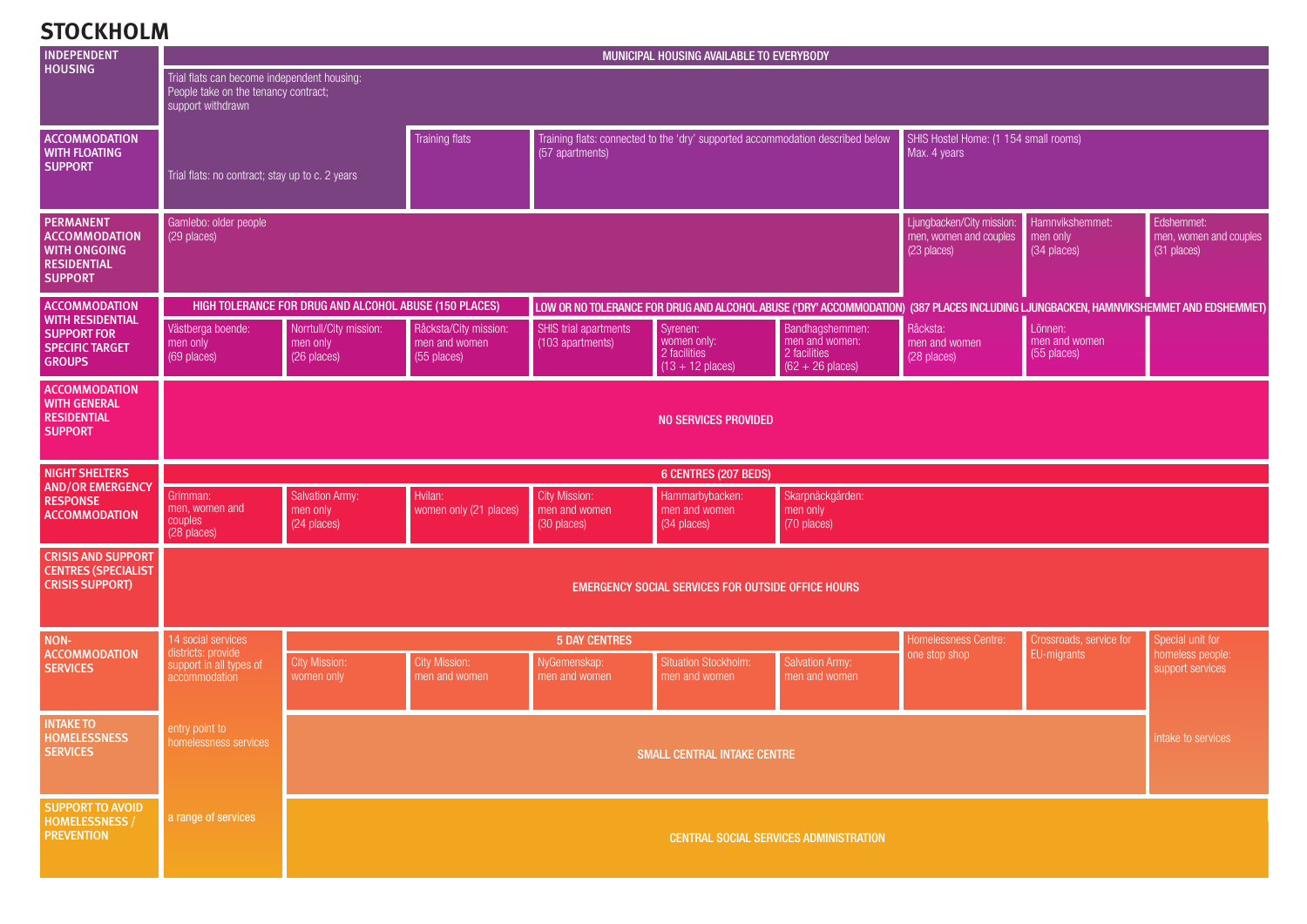# STOCKHOLM

**INDEPENDENT HOUSING**

MUNICIPAL HOUSING AVAILABLE TO EVERYBODY

Trial flats can become independent housing: People take on the tenancy contract; support withdrawn

**ACCOMMODATION WITH FLOATING SUPPORT**

- Trial flats: no contract; stay up to c. 2 years
- Training flats
- Training flats: connected to the 'dry' supported accommodation described below (57 apartments)
- SHIS Hostel Home: (1 154 small rooms) Max. 4 years

**PERMANENT ACCOMMODATION WITH ONGOING RESIDENTIAL SUPPORT**

- Gamlebo: older people (29 places)
- Ljungbacken/City mission: men, women and couples (23 places)
- Hamnvikshemmet: men only (34 places)
- Edshemmet: men, women and couples (31 places)

**ACCOMMODATION WITH RESIDENTIAL SUPPORT FOR SPECIFIC TARGET GROUPS**

HIGH TOLERANCE FOR DRUG AND ALCOHOL ABUSE (150 PLACES)

- Västberga boende: men only (69 places)
- Norrtull/City mission: men only (26 places)
- Råcksta/City mission: men and women (55 places)

LOW OR NO TOLERANCE FOR DRUG AND ALCOHOL ABUSE ('DRY' ACCOMMODATION) (387 PLACES INCLUDING LJUNGBACKEN, HAMNVIKSHEMMET AND EDSHEMMET)

- SHIS trial apartments (103 apartments)
- Syrenen: women only: 2 facilities (13 + 12 places)
- Bandhagshemmen: men and women: 2 facilities (62 + 26 places)
- Råcksta: men and women (28 places)
- Lönnen: men and women (55 places)

**ACCOMMODATION WITH GENERAL RESIDENTIAL SUPPORT**

NO SERVICES PROVIDED

**NIGHT SHELTERS AND/OR EMERGENCY RESPONSE ACCOMMODATION**

6 CENTRES (207 BEDS)

- Grimman: men, women and couples (28 places)
- Salvation Army: men only (24 places)
- Hvilan: women only (21 places)
- City Mission: men and women (30 places)
- Hammarbybacken: men and women (34 places)
- Skarpnäckgården: men only (70 places)

**CRISIS AND SUPPORT CENTRES (SPECIALIST CRISIS SUPPORT)**

EMERGENCY SOCIAL SERVICES FOR OUTSIDE OFFICE HOURS

**NON-ACCOMMODATION SERVICES**

- 14 social services districts: provide support in all types of accommodation

5 DAY CENTRES

- City Mission: women only
- City Mission: men and women
- NyGemenskap: men and women
- Situation Stockholm: men and women
- Salvation Army: men and women

- Homelessness Centre: one stop shop
- Crossroads, service for EU-migrants
- Special unit for homeless people: support services

**INTAKE TO HOMELESSNESS SERVICES**

- entry point to homelessness services
- SMALL CENTRAL INTAKE CENTRE
- intake to services

**SUPPORT TO AVOID HOMELESSNESS / PREVENTION**

- a range of services
- CENTRAL SOCIAL SERVICES ADMINISTRATION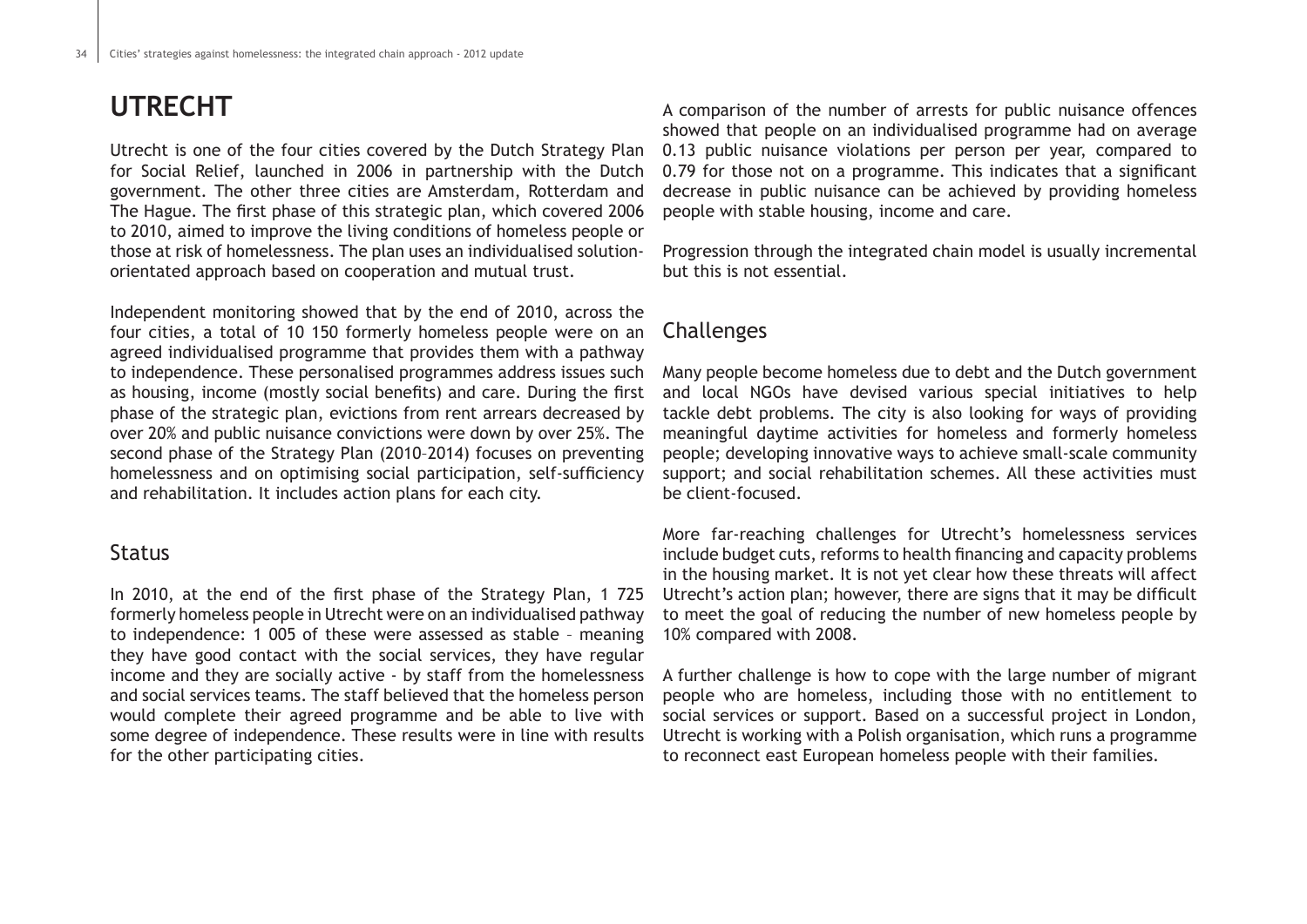# UTRECHT

Utrecht is one of the four cities covered by the Dutch Strategy Plan for Social Relief, launched in 2006 in partnership with the Dutch government. The other three cities are Amsterdam, Rotterdam and The Hague. The first phase of this strategic plan, which covered 2006 to 2010, aimed to improve the living conditions of homeless people or those at risk of homelessness. The plan uses an individualised solution-orientated approach based on cooperation and mutual trust.

Independent monitoring showed that by the end of 2010, across the four cities, a total of 10 150 formerly homeless people were on an agreed individualised programme that provides them with a pathway to independence. These personalised programmes address issues such as housing, income (mostly social benefits) and care. During the first phase of the strategic plan, evictions from rent arrears decreased by over 20% and public nuisance convictions were down by over 25%. The second phase of the Strategy Plan (2010–2014) focuses on preventing homelessness and on optimising social participation, self-sufficiency and rehabilitation. It includes action plans for each city.

## Status

In 2010, at the end of the first phase of the Strategy Plan, 1 725 formerly homeless people in Utrecht were on an individualised pathway to independence: 1 005 of these were assessed as stable – meaning they have good contact with the social services, they have regular income and they are socially active - by staff from the homelessness and social services teams. The staff believed that the homeless person would complete their agreed programme and be able to live with some degree of independence. These results were in line with results for the other participating cities.

A comparison of the number of arrests for public nuisance offences showed that people on an individualised programme had on average 0.13 public nuisance violations per person per year, compared to 0.79 for those not on a programme. This indicates that a significant decrease in public nuisance can be achieved by providing homeless people with stable housing, income and care.

Progression through the integrated chain model is usually incremental but this is not essential.

## Challenges

Many people become homeless due to debt and the Dutch government and local NGOs have devised various special initiatives to help tackle debt problems. The city is also looking for ways of providing meaningful daytime activities for homeless and formerly homeless people; developing innovative ways to achieve small-scale community support; and social rehabilitation schemes. All these activities must be client-focused.

More far-reaching challenges for Utrecht's homelessness services include budget cuts, reforms to health financing and capacity problems in the housing market. It is not yet clear how these threats will affect Utrecht's action plan; however, there are signs that it may be difficult to meet the goal of reducing the number of new homeless people by 10% compared with 2008.

A further challenge is how to cope with the large number of migrant people who are homeless, including those with no entitlement to social services or support. Based on a successful project in London, Utrecht is working with a Polish organisation, which runs a programme to reconnect east European homeless people with their families.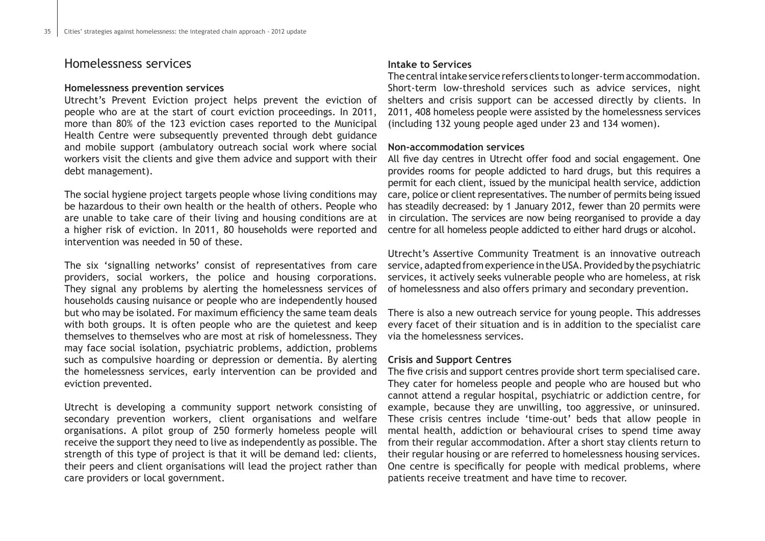## Homelessness services

### Homelessness prevention services

Utrecht's Prevent Eviction project helps prevent the eviction of people who are at the start of court eviction proceedings. In 2011, more than 80% of the 123 eviction cases reported to the Municipal Health Centre were subsequently prevented through debt guidance and mobile support (ambulatory outreach social work where social workers visit the clients and give them advice and support with their debt management).

The social hygiene project targets people whose living conditions may be hazardous to their own health or the health of others. People who are unable to take care of their living and housing conditions are at a higher risk of eviction. In 2011, 80 households were reported and intervention was needed in 50 of these.

The six 'signalling networks' consist of representatives from care providers, social workers, the police and housing corporations. They signal any problems by alerting the homelessness services of households causing nuisance or people who are independently housed but who may be isolated. For maximum efficiency the same team deals with both groups. It is often people who are the quietest and keep themselves to themselves who are most at risk of homelessness. They may face social isolation, psychiatric problems, addiction, problems such as compulsive hoarding or depression or dementia. By alerting the homelessness services, early intervention can be provided and eviction prevented.

Utrecht is developing a community support network consisting of secondary prevention workers, client organisations and welfare organisations. A pilot group of 250 formerly homeless people will receive the support they need to live as independently as possible. The strength of this type of project is that it will be demand led: clients, their peers and client organisations will lead the project rather than care providers or local government.

### Intake to Services

The central intake service refers clients to longer-term accommodation. Short-term low-threshold services such as advice services, night shelters and crisis support can be accessed directly by clients. In 2011, 408 homeless people were assisted by the homelessness services (including 132 young people aged under 23 and 134 women).

### Non-accommodation services

All five day centres in Utrecht offer food and social engagement. One provides rooms for people addicted to hard drugs, but this requires a permit for each client, issued by the municipal health service, addiction care, police or client representatives. The number of permits being issued has steadily decreased: by 1 January 2012, fewer than 20 permits were in circulation. The services are now being reorganised to provide a day centre for all homeless people addicted to either hard drugs or alcohol.

Utrecht's Assertive Community Treatment is an innovative outreach service, adapted from experience in the USA. Provided by the psychiatric services, it actively seeks vulnerable people who are homeless, at risk of homelessness and also offers primary and secondary prevention.

There is also a new outreach service for young people. This addresses every facet of their situation and is in addition to the specialist care via the homelessness services.

### Crisis and Support Centres

The five crisis and support centres provide short term specialised care. They cater for homeless people and people who are housed but who cannot attend a regular hospital, psychiatric or addiction centre, for example, because they are unwilling, too aggressive, or uninsured. These crisis centres include 'time-out' beds that allow people in mental health, addiction or behavioural crises to spend time away from their regular accommodation. After a short stay clients return to their regular housing or are referred to homelessness housing services. One centre is specifically for people with medical problems, where patients receive treatment and have time to recover.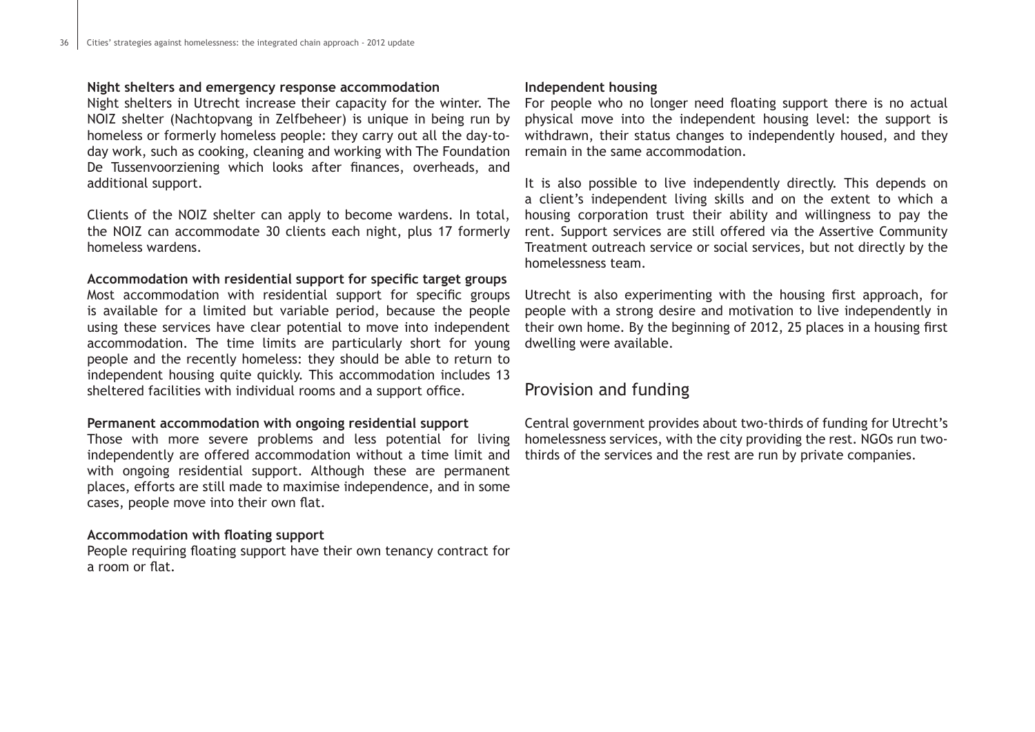**Night shelters and emergency response accommodation**

Night shelters in Utrecht increase their capacity for the winter. The NOIZ shelter (Nachtopvang in Zelfbeheer) is unique in being run by homeless or formerly homeless people: they carry out all the day-to-day work, such as cooking, cleaning and working with The Foundation De Tussenvoorziening which looks after finances, overheads, and additional support.

Clients of the NOIZ shelter can apply to become wardens. In total, the NOIZ can accommodate 30 clients each night, plus 17 formerly homeless wardens.

**Accommodation with residential support for specific target groups**

Most accommodation with residential support for specific groups is available for a limited but variable period, because the people using these services have clear potential to move into independent accommodation. The time limits are particularly short for young people and the recently homeless: they should be able to return to independent housing quite quickly. This accommodation includes 13 sheltered facilities with individual rooms and a support office.

**Permanent accommodation with ongoing residential support**

Those with more severe problems and less potential for living independently are offered accommodation without a time limit and with ongoing residential support. Although these are permanent places, efforts are still made to maximise independence, and in some cases, people move into their own flat.

**Accommodation with floating support**

People requiring floating support have their own tenancy contract for a room or flat.

**Independent housing**

For people who no longer need floating support there is no actual physical move into the independent housing level: the support is withdrawn, their status changes to independently housed, and they remain in the same accommodation.

It is also possible to live independently directly. This depends on a client's independent living skills and on the extent to which a housing corporation trust their ability and willingness to pay the rent. Support services are still offered via the Assertive Community Treatment outreach service or social services, but not directly by the homelessness team.

Utrecht is also experimenting with the housing first approach, for people with a strong desire and motivation to live independently in their own home. By the beginning of 2012, 25 places in a housing first dwelling were available.

## Provision and funding

Central government provides about two-thirds of funding for Utrecht's homelessness services, with the city providing the rest. NGOs run two-thirds of the services and the rest are run by private companies.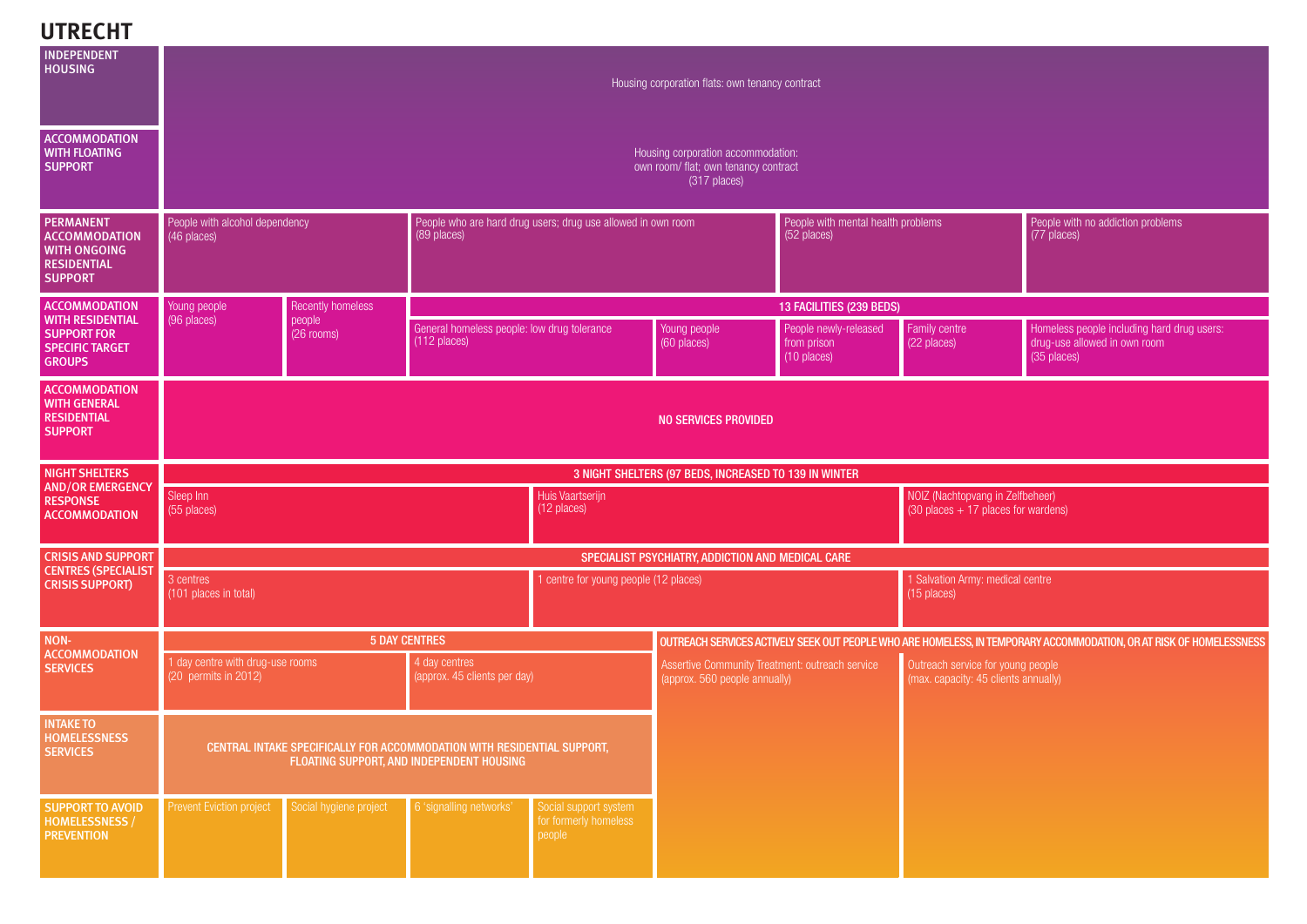# UTRECHT

**INDEPENDENT HOUSING**

Housing corporation flats: own tenancy contract

**ACCOMMODATION WITH FLOATING SUPPORT**

Housing corporation accommodation: own room/ flat; own tenancy contract (317 places)

**PERMANENT ACCOMMODATION WITH ONGOING RESIDENTIAL SUPPORT**

- People with alcohol dependency (46 places)
- People who are hard drug users; drug use allowed in own room (89 places)
- People with mental health problems (52 places)
- People with no addiction problems (77 places)

**ACCOMMODATION WITH RESIDENTIAL SUPPORT FOR SPECIFIC TARGET GROUPS**

- Young people (96 places)
- Recently homeless people (26 rooms)
- **13 FACILITIES (239 BEDS)**
  - General homeless people: low drug tolerance (112 places)
  - Young people (60 places)
  - People newly-released from prison (10 places)
  - Family centre (22 places)
  - Homeless people including hard drug users: drug-use allowed in own room (35 places)

**ACCOMMODATION WITH GENERAL RESIDENTIAL SUPPORT**

NO SERVICES PROVIDED

**NIGHT SHELTERS AND/OR EMERGENCY RESPONSE ACCOMMODATION**

**3 NIGHT SHELTERS (97 BEDS, INCREASED TO 139 IN WINTER)**

- Sleep Inn (55 places)
- Huis Vaartserijn (12 places)
- NOIZ (Nachtopvang in Zelfbeheer) (30 places + 17 places for wardens)

**CRISIS AND SUPPORT CENTRES (SPECIALIST CRISIS SUPPORT)**

**SPECIALIST PSYCHIATRY, ADDICTION AND MEDICAL CARE**

- 3 centres (101 places in total)
- 1 centre for young people (12 places)
- 1 Salvation Army: medical centre (15 places)

**NON-ACCOMMODATION SERVICES**

**5 DAY CENTRES**

- 1 day centre with drug-use rooms (20 permits in 2012)
- 4 day centres (approx. 45 clients per day)

**OUTREACH SERVICES ACTIVELY SEEK OUT PEOPLE WHO ARE HOMELESS, IN TEMPORARY ACCOMMODATION, OR AT RISK OF HOMELESSNESS**

- Assertive Community Treatment: outreach service (approx. 560 people annually)
- Outreach service for young people (max. capacity: 45 clients annually)

**INTAKE TO HOMELESSNESS SERVICES**

CENTRAL INTAKE SPECIFICALLY FOR ACCOMMODATION WITH RESIDENTIAL SUPPORT, FLOATING SUPPORT, AND INDEPENDENT HOUSING

**SUPPORT TO AVOID HOMELESSNESS / PREVENTION**

- Prevent Eviction project
- Social hygiene project
- 6 'signalling networks'
- Social support system for formerly homeless people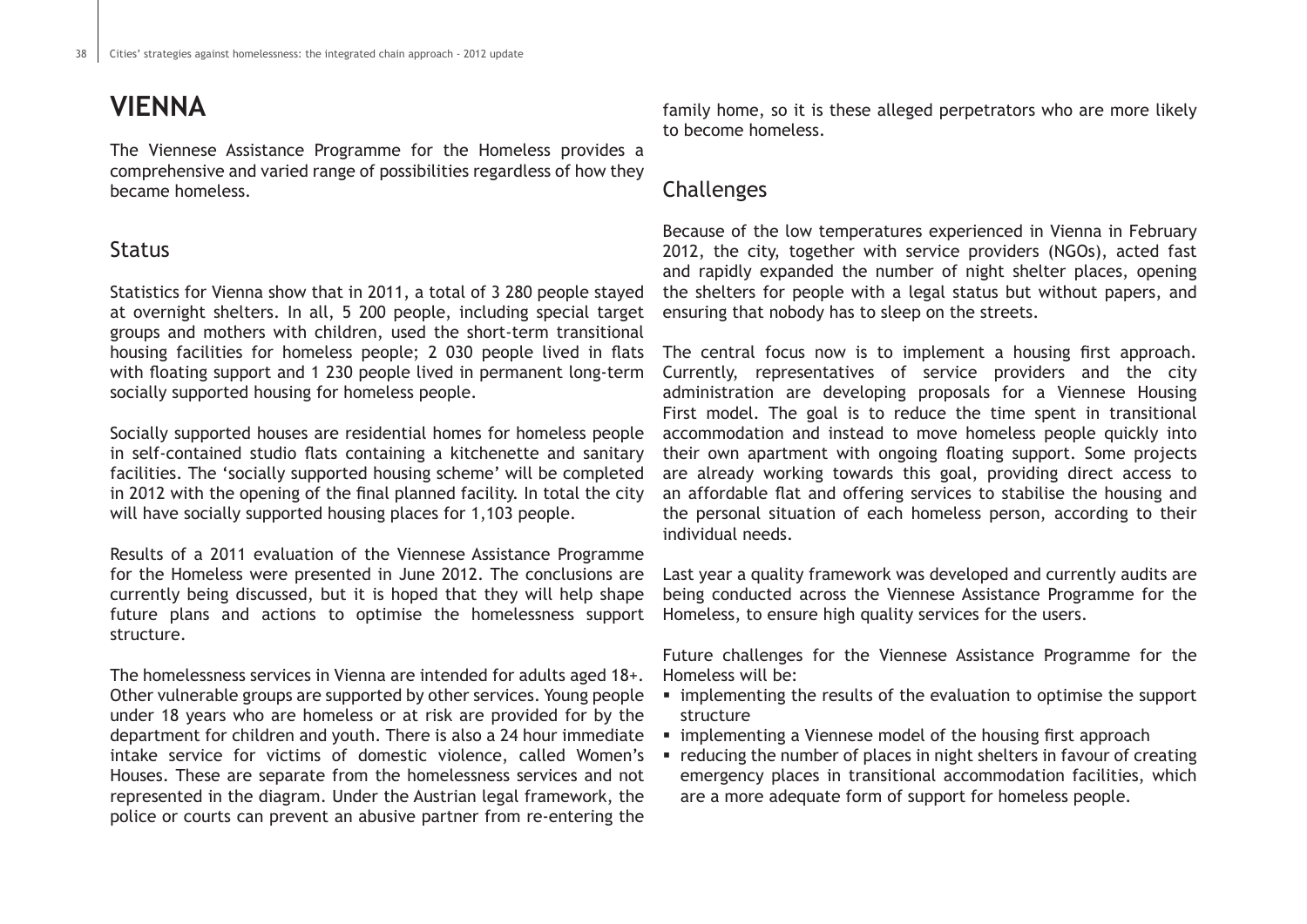# VIENNA

The Viennese Assistance Programme for the Homeless provides a comprehensive and varied range of possibilities regardless of how they became homeless.

## Status

Statistics for Vienna show that in 2011, a total of 3 280 people stayed at overnight shelters. In all, 5 200 people, including special target groups and mothers with children, used the short-term transitional housing facilities for homeless people; 2 030 people lived in flats with floating support and 1 230 people lived in permanent long-term socially supported housing for homeless people.

Socially supported houses are residential homes for homeless people in self-contained studio flats containing a kitchenette and sanitary facilities. The 'socially supported housing scheme' will be completed in 2012 with the opening of the final planned facility. In total the city will have socially supported housing places for 1,103 people.

Results of a 2011 evaluation of the Viennese Assistance Programme for the Homeless were presented in June 2012. The conclusions are currently being discussed, but it is hoped that they will help shape future plans and actions to optimise the homelessness support structure.

The homelessness services in Vienna are intended for adults aged 18+. Other vulnerable groups are supported by other services. Young people under 18 years who are homeless or at risk are provided for by the department for children and youth. There is also a 24 hour immediate intake service for victims of domestic violence, called Women's Houses. These are separate from the homelessness services and not represented in the diagram. Under the Austrian legal framework, the police or courts can prevent an abusive partner from re-entering the family home, so it is these alleged perpetrators who are more likely to become homeless.

## Challenges

Because of the low temperatures experienced in Vienna in February 2012, the city, together with service providers (NGOs), acted fast and rapidly expanded the number of night shelter places, opening the shelters for people with a legal status but without papers, and ensuring that nobody has to sleep on the streets.

The central focus now is to implement a housing first approach. Currently, representatives of service providers and the city administration are developing proposals for a Viennese Housing First model. The goal is to reduce the time spent in transitional accommodation and instead to move homeless people quickly into their own apartment with ongoing floating support. Some projects are already working towards this goal, providing direct access to an affordable flat and offering services to stabilise the housing and the personal situation of each homeless person, according to their individual needs.

Last year a quality framework was developed and currently audits are being conducted across the Viennese Assistance Programme for the Homeless, to ensure high quality services for the users.

Future challenges for the Viennese Assistance Programme for the Homeless will be:

- implementing the results of the evaluation to optimise the support structure
- implementing a Viennese model of the housing first approach
- reducing the number of places in night shelters in favour of creating emergency places in transitional accommodation facilities, which are a more adequate form of support for homeless people.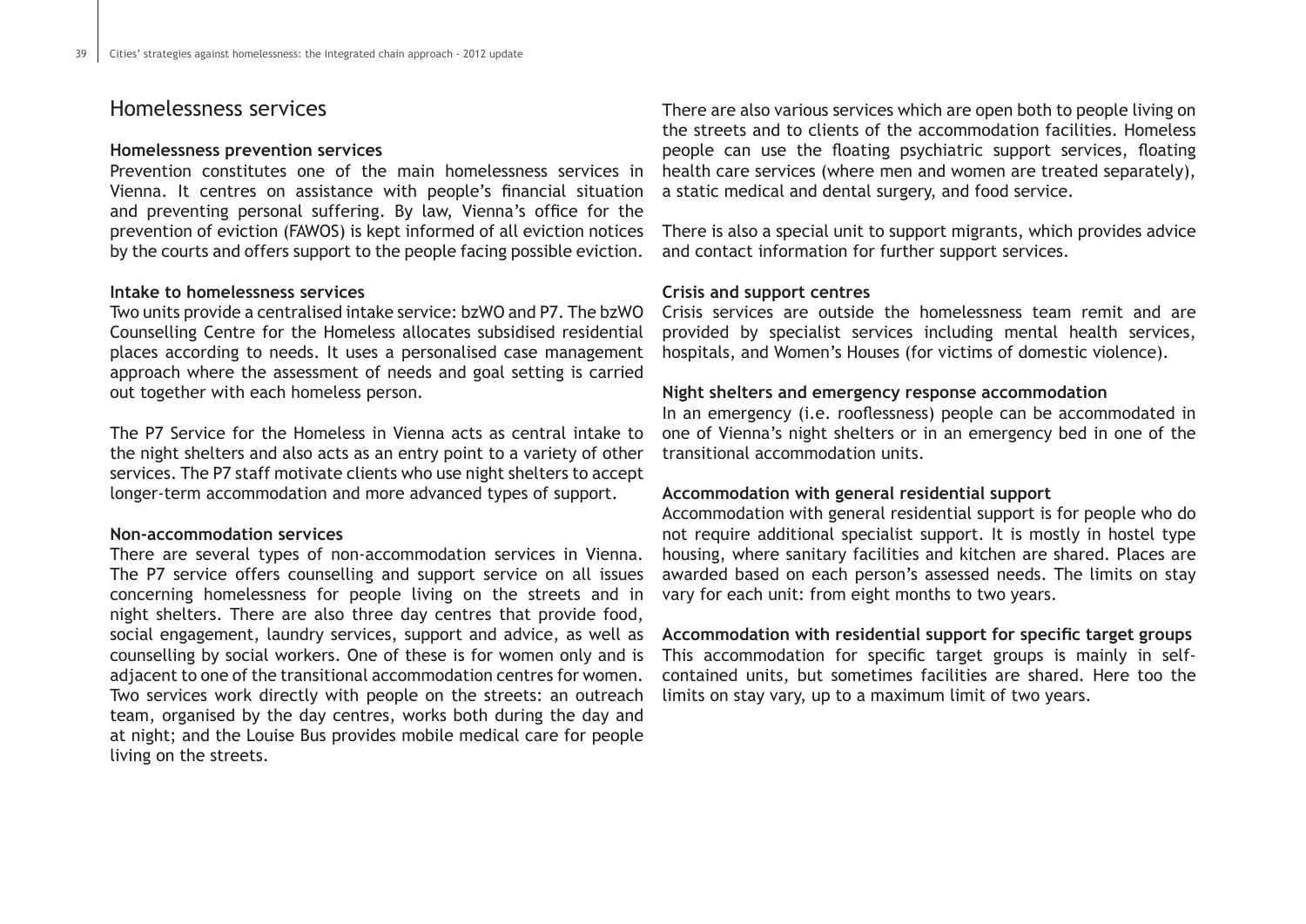## Homelessness services

### Homelessness prevention services

Prevention constitutes one of the main homelessness services in Vienna. It centres on assistance with people's financial situation and preventing personal suffering. By law, Vienna's office for the prevention of eviction (FAWOS) is kept informed of all eviction notices by the courts and offers support to the people facing possible eviction.

### Intake to homelessness services

Two units provide a centralised intake service: bzWO and P7. The bzWO Counselling Centre for the Homeless allocates subsidised residential places according to needs. It uses a personalised case management approach where the assessment of needs and goal setting is carried out together with each homeless person.

The P7 Service for the Homeless in Vienna acts as central intake to the night shelters and also acts as an entry point to a variety of other services. The P7 staff motivate clients who use night shelters to accept longer-term accommodation and more advanced types of support.

### Non-accommodation services

There are several types of non-accommodation services in Vienna. The P7 service offers counselling and support service on all issues concerning homelessness for people living on the streets and in night shelters. There are also three day centres that provide food, social engagement, laundry services, support and advice, as well as counselling by social workers. One of these is for women only and is adjacent to one of the transitional accommodation centres for women. Two services work directly with people on the streets: an outreach team, organised by the day centres, works both during the day and at night; and the Louise Bus provides mobile medical care for people living on the streets.

There are also various services which are open both to people living on the streets and to clients of the accommodation facilities. Homeless people can use the floating psychiatric support services, floating health care services (where men and women are treated separately), a static medical and dental surgery, and food service.

There is also a special unit to support migrants, which provides advice and contact information for further support services.

### Crisis and support centres

Crisis services are outside the homelessness team remit and are provided by specialist services including mental health services, hospitals, and Women's Houses (for victims of domestic violence).

### Night shelters and emergency response accommodation

In an emergency (i.e. rooflessness) people can be accommodated in one of Vienna's night shelters or in an emergency bed in one of the transitional accommodation units.

### Accommodation with general residential support

Accommodation with general residential support is for people who do not require additional specialist support. It is mostly in hostel type housing, where sanitary facilities and kitchen are shared. Places are awarded based on each person's assessed needs. The limits on stay vary for each unit: from eight months to two years.

### Accommodation with residential support for specific target groups

This accommodation for specific target groups is mainly in self-contained units, but sometimes facilities are shared. Here too the limits on stay vary, up to a maximum limit of two years.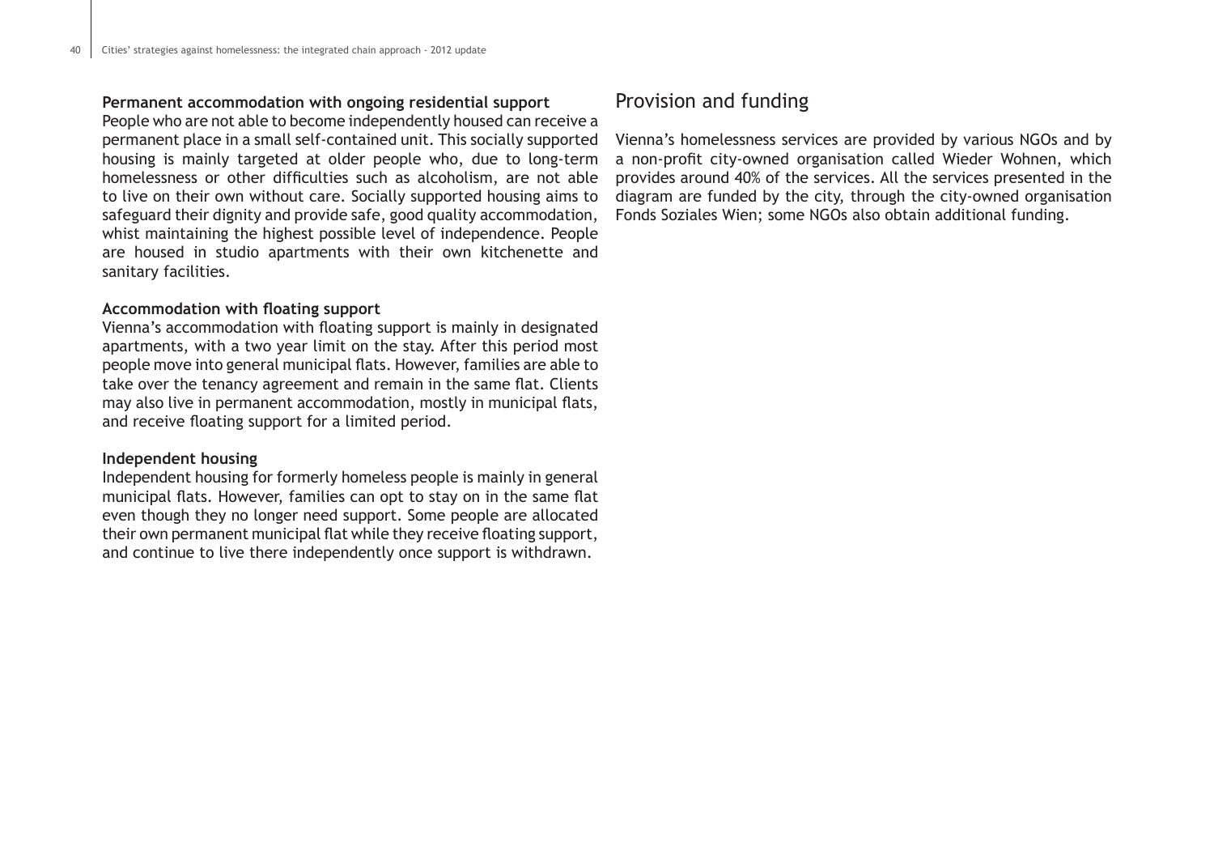**Permanent accommodation with ongoing residential support**

People who are not able to become independently housed can receive a permanent place in a small self-contained unit. This socially supported housing is mainly targeted at older people who, due to long-term homelessness or other difficulties such as alcoholism, are not able to live on their own without care. Socially supported housing aims to safeguard their dignity and provide safe, good quality accommodation, whist maintaining the highest possible level of independence. People are housed in studio apartments with their own kitchenette and sanitary facilities.

**Accommodation with floating support**

Vienna's accommodation with floating support is mainly in designated apartments, with a two year limit on the stay. After this period most people move into general municipal flats. However, families are able to take over the tenancy agreement and remain in the same flat. Clients may also live in permanent accommodation, mostly in municipal flats, and receive floating support for a limited period.

**Independent housing**

Independent housing for formerly homeless people is mainly in general municipal flats. However, families can opt to stay on in the same flat even though they no longer need support. Some people are allocated their own permanent municipal flat while they receive floating support, and continue to live there independently once support is withdrawn.

## Provision and funding

Vienna's homelessness services are provided by various NGOs and by a non-profit city-owned organisation called Wieder Wohnen, which provides around 40% of the services. All the services presented in the diagram are funded by the city, through the city-owned organisation Fonds Soziales Wien; some NGOs also obtain additional funding.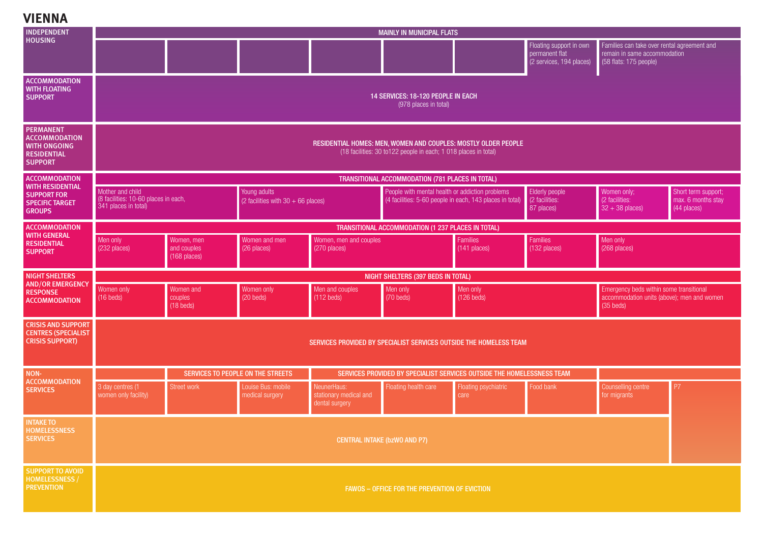# VIENNA

| | | | | | | | | | |
|---|---|---|---|---|---|---|---|---|---|
| **INDEPENDENT HOUSING** | **MAINLY IN MUNICIPAL FLATS** | | | | | | | | |
| | | | | | | | Floating support in own permanent flat (2 services, 194 places) | Families can take over rental agreement and remain in same accommodation (58 flats: 175 people) | |
| **ACCOMMODATION WITH FLOATING SUPPORT** | **14 SERVICES: 18-120 PEOPLE IN EACH** (978 places in total) | | | | | | | | |
| **PERMANENT ACCOMMODATION WITH ONGOING RESIDENTIAL SUPPORT** | **RESIDENTIAL HOMES: MEN, WOMEN AND COUPLES: MOSTLY OLDER PEOPLE** (18 facilities: 30 to122 people in each; 1 018 places in total) | | | | | | | | |
| **ACCOMMODATION WITH RESIDENTIAL SUPPORT FOR SPECIFIC TARGET GROUPS** | **TRANSITIONAL ACCOMMODATION (781 PLACES IN TOTAL)** | | | | | | | | |
| | Mother and child (8 facilities: 10-60 places in each, 341 places in total) | | Young adults (2 facilities with 30 + 66 places) | | People with mental health or addiction problems (4 facilities: 5-60 people in each, 143 places in total) | | Elderly people (2 facilities: 87 places) | Women only; (2 facilities: 32 + 38 places) | Short term support; max. 6 months stay (44 places) |
| **ACCOMMODATION WITH GENERAL RESIDENTIAL SUPPORT** | **TRANSITIONAL ACCOMMODATION (1 237 PLACES IN TOTAL)** | | | | | | | | |
| | Men only (232 places) | Women, men and couples (168 places) | Women and men (26 places) | Women, men and couples (270 places) | | Families (141 places) | Families (132 places) | Men only (268 places) | |
| **NIGHT SHELTERS AND/OR EMERGENCY RESPONSE ACCOMMODATION** | **NIGHT SHELTERS (397 BEDS IN TOTAL)** | | | | | | | | |
| | Women only (16 beds) | Women and couples (18 beds) | Women only (20 beds) | Men and couples (112 beds) | Men only (70 beds) | Men only (126 beds) | | Emergency beds within some transitional accommodation units (above); men and women (35 beds) | |
| **CRISIS AND SUPPORT CENTRES (SPECIALIST CRISIS SUPPORT)** | **SERVICES PROVIDED BY SPECIALIST SERVICES OUTSIDE THE HOMELESS TEAM** | | | | | | | | |
| **NON-ACCOMMODATION SERVICES** | | **SERVICES TO PEOPLE ON THE STREETS** | | **SERVICES PROVIDED BY SPECIALIST SERVICES OUTSIDE THE HOMELESSNESS TEAM** | | | | | |
| | 3 day centres (1 women only facility) | Street work | Louise Bus: mobile medical surgery | NeunerHaus: stationary medical and dental surgery | Floating health care | Floating psychiatric care | Food bank | Counselling centre for migrants | P7 |
| **INTAKE TO HOMELESSNESS SERVICES** | **CENTRAL INTAKE (bzWO AND P7)** | | | | | | | | |
| **SUPPORT TO AVOID HOMELESSNESS / PREVENTION** | **FAWOS – OFFICE FOR THE PREVENTION OF EVICTION** | | | | | | | | |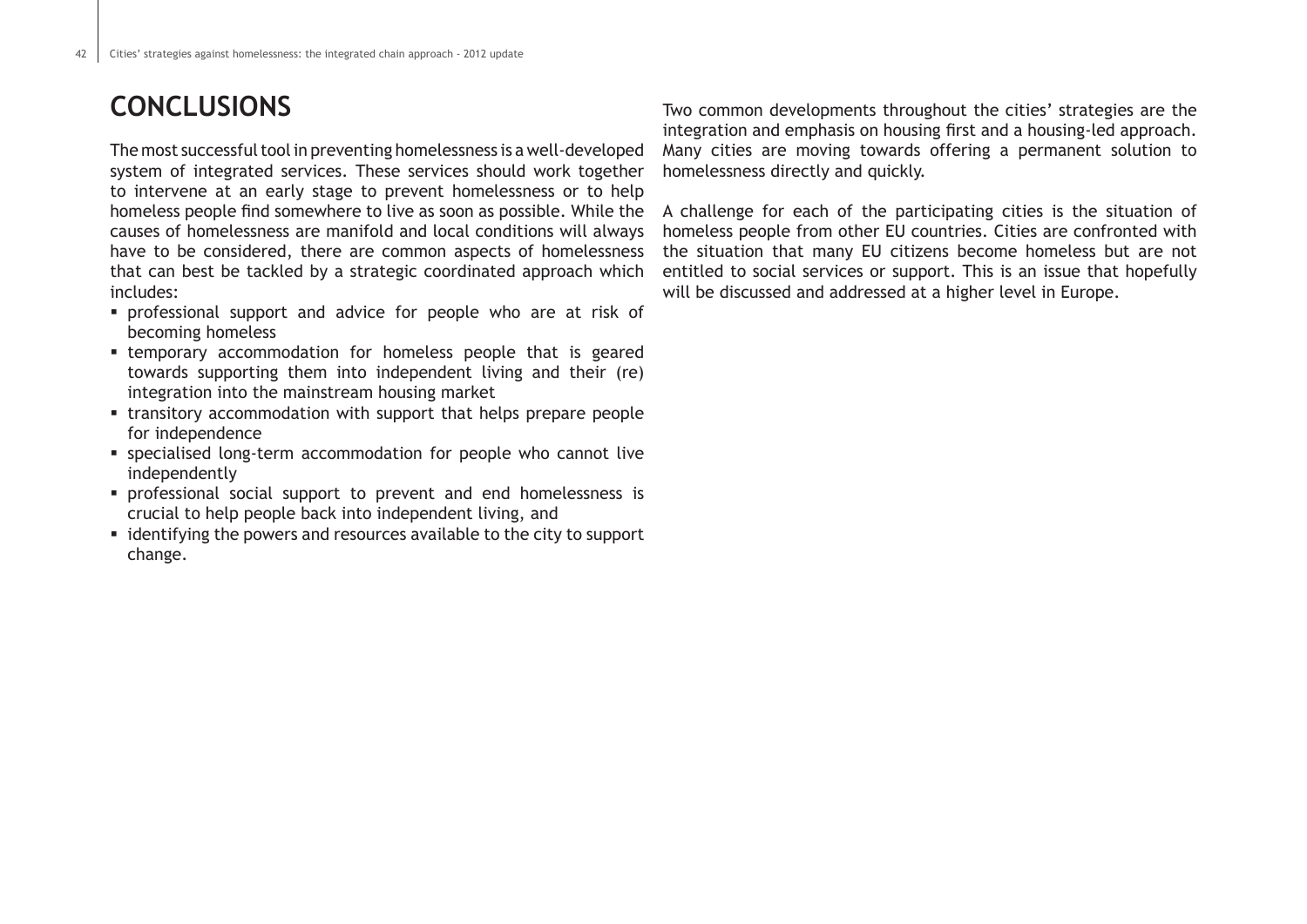# CONCLUSIONS

The most successful tool in preventing homelessness is a well-developed system of integrated services. These services should work together to intervene at an early stage to prevent homelessness or to help homeless people find somewhere to live as soon as possible. While the causes of homelessness are manifold and local conditions will always have to be considered, there are common aspects of homelessness that can best be tackled by a strategic coordinated approach which includes:

- professional support and advice for people who are at risk of becoming homeless
- temporary accommodation for homeless people that is geared towards supporting them into independent living and their (re) integration into the mainstream housing market
- transitory accommodation with support that helps prepare people for independence
- specialised long-term accommodation for people who cannot live independently
- professional social support to prevent and end homelessness is crucial to help people back into independent living, and
- identifying the powers and resources available to the city to support change.

Two common developments throughout the cities' strategies are the integration and emphasis on housing first and a housing-led approach. Many cities are moving towards offering a permanent solution to homelessness directly and quickly.

A challenge for each of the participating cities is the situation of homeless people from other EU countries. Cities are confronted with the situation that many EU citizens become homeless but are not entitled to social services or support. This is an issue that hopefully will be discussed and addressed at a higher level in Europe.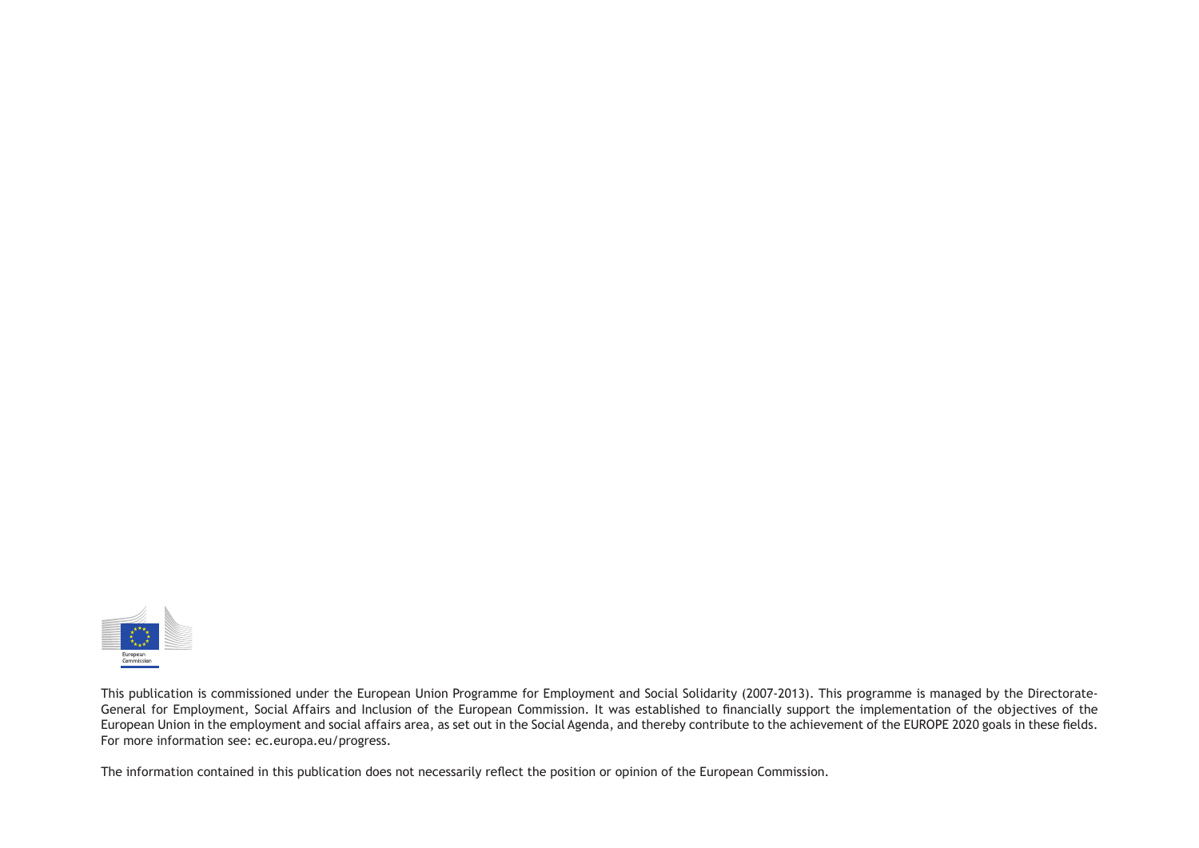This publication is commissioned under the European Union Programme for Employment and Social Solidarity (2007-2013). This programme is managed by the Directorate-General for Employment, Social Affairs and Inclusion of the European Commission. It was established to financially support the implementation of the objectives of the European Union in the employment and social affairs area, as set out in the Social Agenda, and thereby contribute to the achievement of the EUROPE 2020 goals in these fields. For more information see: ec.europa.eu/progress.

The information contained in this publication does not necessarily reflect the position or opinion of the European Commission.